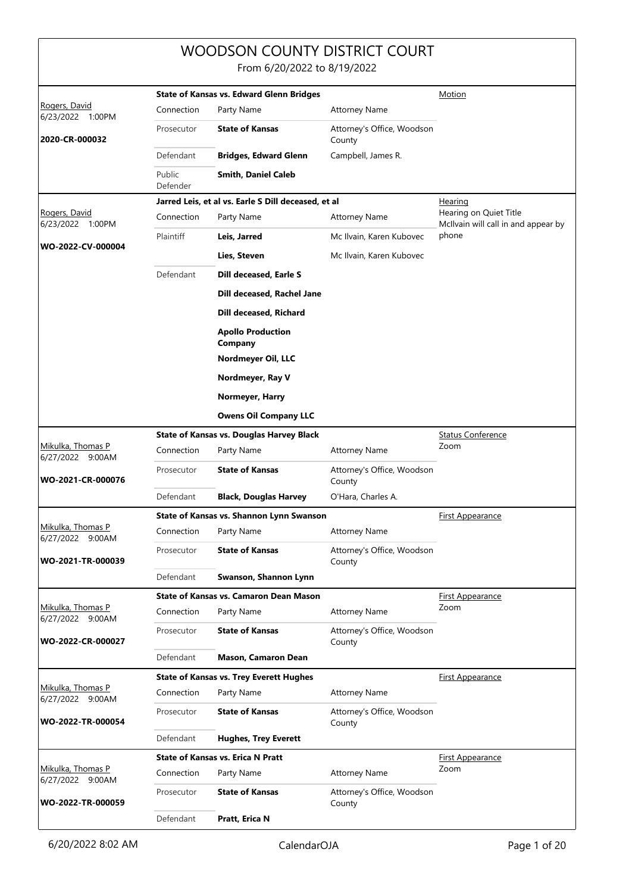# WOODSON COUNTY DISTRICT COURT

From 6/20/2022 to 8/19/2022

| Judge / Date / Case | Case Title | | | Hearing Type |
|---|---|---|---|---|
| Rogers, David<br>6/23/2022 1:00PM<br>**2020-CR-000032** | **State of Kansas vs. Edward Glenn Bridges** | | | Motion |
| | Connection | Party Name | Attorney Name | |
| | Prosecutor | **State of Kansas** | Attorney's Office, Woodson County | |
| | Defendant | **Bridges, Edward Glenn** | Campbell, James R. | |
| | Public Defender | **Smith, Daniel Caleb** | | |
| Rogers, David<br>6/23/2022 1:00PM<br>**WO-2022-CV-000004** | **Jarred Leis, et al vs. Earle S Dill deceased, et al** | | | Hearing<br>Hearing on Quiet Title<br>McIlvain will call in and appear by phone |
| | Connection | Party Name | Attorney Name | |
| | Plaintiff | **Leis, Jarred** | Mc Ilvain, Karen Kubovec | |
| | | **Lies, Steven** | Mc Ilvain, Karen Kubovec | |
| | Defendant | **Dill deceased, Earle S** | | |
| | | **Dill deceased, Rachel Jane** | | |
| | | **Dill deceased, Richard** | | |
| | | **Apollo Production Company** | | |
| | | **Nordmeyer Oil, LLC** | | |
| | | **Nordmeyer, Ray V** | | |
| | | **Normeyer, Harry** | | |
| | | **Owens Oil Company LLC** | | |
| Mikulka, Thomas P<br>6/27/2022 9:00AM<br>**WO-2021-CR-000076** | **State of Kansas vs. Douglas Harvey Black** | | | Status Conference<br>Zoom |
| | Connection | Party Name | Attorney Name | |
| | Prosecutor | **State of Kansas** | Attorney's Office, Woodson County | |
| | Defendant | **Black, Douglas Harvey** | O'Hara, Charles A. | |
| Mikulka, Thomas P<br>6/27/2022 9:00AM<br>**WO-2021-TR-000039** | **State of Kansas vs. Shannon Lynn Swanson** | | | First Appearance |
| | Connection | Party Name | Attorney Name | |
| | Prosecutor | **State of Kansas** | Attorney's Office, Woodson County | |
| | Defendant | **Swanson, Shannon Lynn** | | |
| Mikulka, Thomas P<br>6/27/2022 9:00AM<br>**WO-2022-CR-000027** | **State of Kansas vs. Camaron Dean Mason** | | | First Appearance<br>Zoom |
| | Connection | Party Name | Attorney Name | |
| | Prosecutor | **State of Kansas** | Attorney's Office, Woodson County | |
| | Defendant | **Mason, Camaron Dean** | | |
| Mikulka, Thomas P<br>6/27/2022 9:00AM<br>**WO-2022-TR-000054** | **State of Kansas vs. Trey Everett Hughes** | | | First Appearance |
| | Connection | Party Name | Attorney Name | |
| | Prosecutor | **State of Kansas** | Attorney's Office, Woodson County | |
| | Defendant | **Hughes, Trey Everett** | | |
| Mikulka, Thomas P<br>6/27/2022 9:00AM<br>**WO-2022-TR-000059** | **State of Kansas vs. Erica N Pratt** | | | First Appearance<br>Zoom |
| | Connection | Party Name | Attorney Name | |
| | Prosecutor | **State of Kansas** | Attorney's Office, Woodson County | |
| | Defendant | **Pratt, Erica N** | | |

6/20/2022 8:02 AM CalendarOJA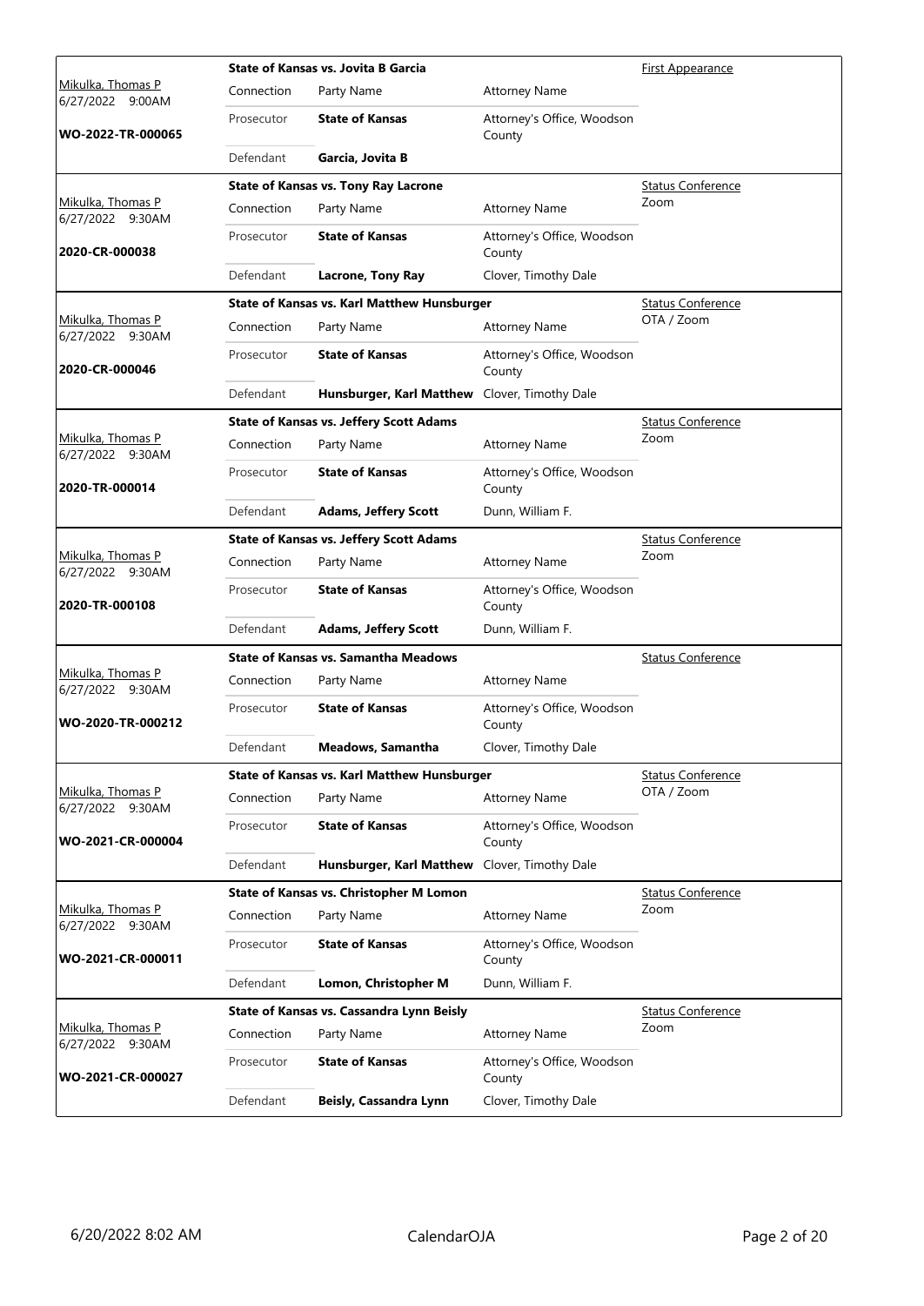| Judge / Date / Case | Connection | Party Name | Attorney Name | Hearing Type |
|---|---|---|---|---|
| Mikulka, Thomas P 6/27/2022 9:00AM | **State of Kansas vs. Jovita B Garcia** | | | First Appearance |
| **WO-2022-TR-000065** | Prosecutor | **State of Kansas** | Attorney's Office, Woodson County | |
| | Defendant | **Garcia, Jovita B** | | |

| Judge / Date / Case | Connection | Party Name | Attorney Name | Hearing Type |
|---|---|---|---|---|
| Mikulka, Thomas P 6/27/2022 9:30AM | **State of Kansas vs. Tony Ray Lacrone** | | | Status Conference Zoom |
| **2020-CR-000038** | Prosecutor | **State of Kansas** | Attorney's Office, Woodson County | |
| | Defendant | **Lacrone, Tony Ray** | Clover, Timothy Dale | |

| Judge / Date / Case | Connection | Party Name | Attorney Name | Hearing Type |
|---|---|---|---|---|
| Mikulka, Thomas P 6/27/2022 9:30AM | **State of Kansas vs. Karl Matthew Hunsburger** | | | Status Conference OTA / Zoom |
| **2020-CR-000046** | Prosecutor | **State of Kansas** | Attorney's Office, Woodson County | |
| | Defendant | **Hunsburger, Karl Matthew** | Clover, Timothy Dale | |

| Judge / Date / Case | Connection | Party Name | Attorney Name | Hearing Type |
|---|---|---|---|---|
| Mikulka, Thomas P 6/27/2022 9:30AM | **State of Kansas vs. Jeffery Scott Adams** | | | Status Conference Zoom |
| **2020-TR-000014** | Prosecutor | **State of Kansas** | Attorney's Office, Woodson County | |
| | Defendant | **Adams, Jeffery Scott** | Dunn, William F. | |

| Judge / Date / Case | Connection | Party Name | Attorney Name | Hearing Type |
|---|---|---|---|---|
| Mikulka, Thomas P 6/27/2022 9:30AM | **State of Kansas vs. Jeffery Scott Adams** | | | Status Conference Zoom |
| **2020-TR-000108** | Prosecutor | **State of Kansas** | Attorney's Office, Woodson County | |
| | Defendant | **Adams, Jeffery Scott** | Dunn, William F. | |

| Judge / Date / Case | Connection | Party Name | Attorney Name | Hearing Type |
|---|---|---|---|---|
| Mikulka, Thomas P 6/27/2022 9:30AM | **State of Kansas vs. Samantha Meadows** | | | Status Conference |
| **WO-2020-TR-000212** | Prosecutor | **State of Kansas** | Attorney's Office, Woodson County | |
| | Defendant | **Meadows, Samantha** | Clover, Timothy Dale | |

| Judge / Date / Case | Connection | Party Name | Attorney Name | Hearing Type |
|---|---|---|---|---|
| Mikulka, Thomas P 6/27/2022 9:30AM | **State of Kansas vs. Karl Matthew Hunsburger** | | | Status Conference OTA / Zoom |
| **WO-2021-CR-000004** | Prosecutor | **State of Kansas** | Attorney's Office, Woodson County | |
| | Defendant | **Hunsburger, Karl Matthew** | Clover, Timothy Dale | |

| Judge / Date / Case | Connection | Party Name | Attorney Name | Hearing Type |
|---|---|---|---|---|
| Mikulka, Thomas P 6/27/2022 9:30AM | **State of Kansas vs. Christopher M Lomon** | | | Status Conference Zoom |
| **WO-2021-CR-000011** | Prosecutor | **State of Kansas** | Attorney's Office, Woodson County | |
| | Defendant | **Lomon, Christopher M** | Dunn, William F. | |

| Judge / Date / Case | Connection | Party Name | Attorney Name | Hearing Type |
|---|---|---|---|---|
| Mikulka, Thomas P 6/27/2022 9:30AM | **State of Kansas vs. Cassandra Lynn Beisly** | | | Status Conference Zoom |
| **WO-2021-CR-000027** | Prosecutor | **State of Kansas** | Attorney's Office, Woodson County | |
| | Defendant | **Beisly, Cassandra Lynn** | Clover, Timothy Dale | |

6/20/2022 8:02 AM CalendarOJA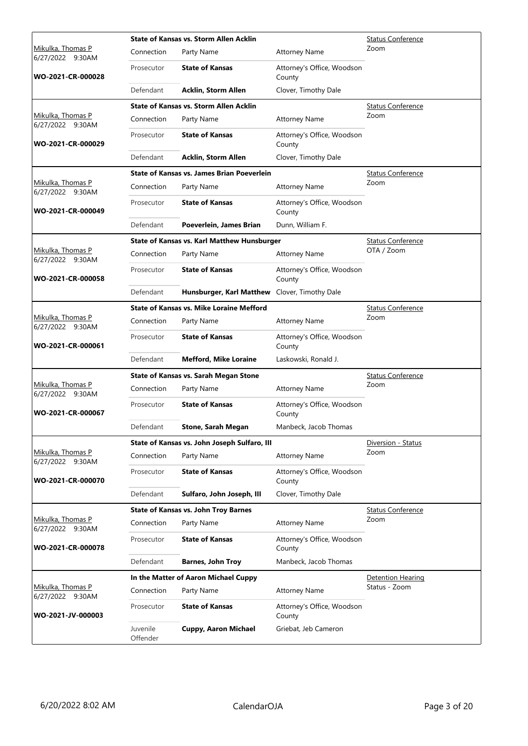| Judge / Date / Case | Case Title | Connection | Party Name | Attorney Name | Hearing Type / Location |
|---|---|---|---|---|---|
| Mikulka, Thomas P 6/27/2022 9:30AM WO-2021-CR-000028 | State of Kansas vs. Storm Allen Acklin | Prosecutor | **State of Kansas** | Attorney's Office, Woodson County | Status Conference Zoom |
| | | Defendant | **Acklin, Storm Allen** | Clover, Timothy Dale | |
| Mikulka, Thomas P 6/27/2022 9:30AM WO-2021-CR-000029 | State of Kansas vs. Storm Allen Acklin | Prosecutor | **State of Kansas** | Attorney's Office, Woodson County | Status Conference Zoom |
| | | Defendant | **Acklin, Storm Allen** | Clover, Timothy Dale | |
| Mikulka, Thomas P 6/27/2022 9:30AM WO-2021-CR-000049 | State of Kansas vs. James Brian Poeverlein | Prosecutor | **State of Kansas** | Attorney's Office, Woodson County | Status Conference Zoom |
| | | Defendant | **Poeverlein, James Brian** | Dunn, William F. | |
| Mikulka, Thomas P 6/27/2022 9:30AM WO-2021-CR-000058 | State of Kansas vs. Karl Matthew Hunsburger | Prosecutor | **State of Kansas** | Attorney's Office, Woodson County | Status Conference OTA / Zoom |
| | | Defendant | **Hunsburger, Karl Matthew** | Clover, Timothy Dale | |
| Mikulka, Thomas P 6/27/2022 9:30AM WO-2021-CR-000061 | State of Kansas vs. Mike Loraine Mefford | Prosecutor | **State of Kansas** | Attorney's Office, Woodson County | Status Conference Zoom |
| | | Defendant | **Mefford, Mike Loraine** | Laskowski, Ronald J. | |
| Mikulka, Thomas P 6/27/2022 9:30AM WO-2021-CR-000067 | State of Kansas vs. Sarah Megan Stone | Prosecutor | **State of Kansas** | Attorney's Office, Woodson County | Status Conference Zoom |
| | | Defendant | **Stone, Sarah Megan** | Manbeck, Jacob Thomas | |
| Mikulka, Thomas P 6/27/2022 9:30AM WO-2021-CR-000070 | State of Kansas vs. John Joseph Sulfaro, III | Prosecutor | **State of Kansas** | Attorney's Office, Woodson County | Diversion - Status Zoom |
| | | Defendant | **Sulfaro, John Joseph, III** | Clover, Timothy Dale | |
| Mikulka, Thomas P 6/27/2022 9:30AM WO-2021-CR-000078 | State of Kansas vs. John Troy Barnes | Prosecutor | **State of Kansas** | Attorney's Office, Woodson County | Status Conference Zoom |
| | | Defendant | **Barnes, John Troy** | Manbeck, Jacob Thomas | |
| Mikulka, Thomas P 6/27/2022 9:30AM WO-2021-JV-000003 | In the Matter of Aaron Michael Cuppy | Prosecutor | **State of Kansas** | Attorney's Office, Woodson County | Detention Hearing Status - Zoom |
| | | Juvenile Offender | **Cuppy, Aaron Michael** | Griebat, Jeb Cameron | |

6/20/2022 8:02 AM CalendarOJA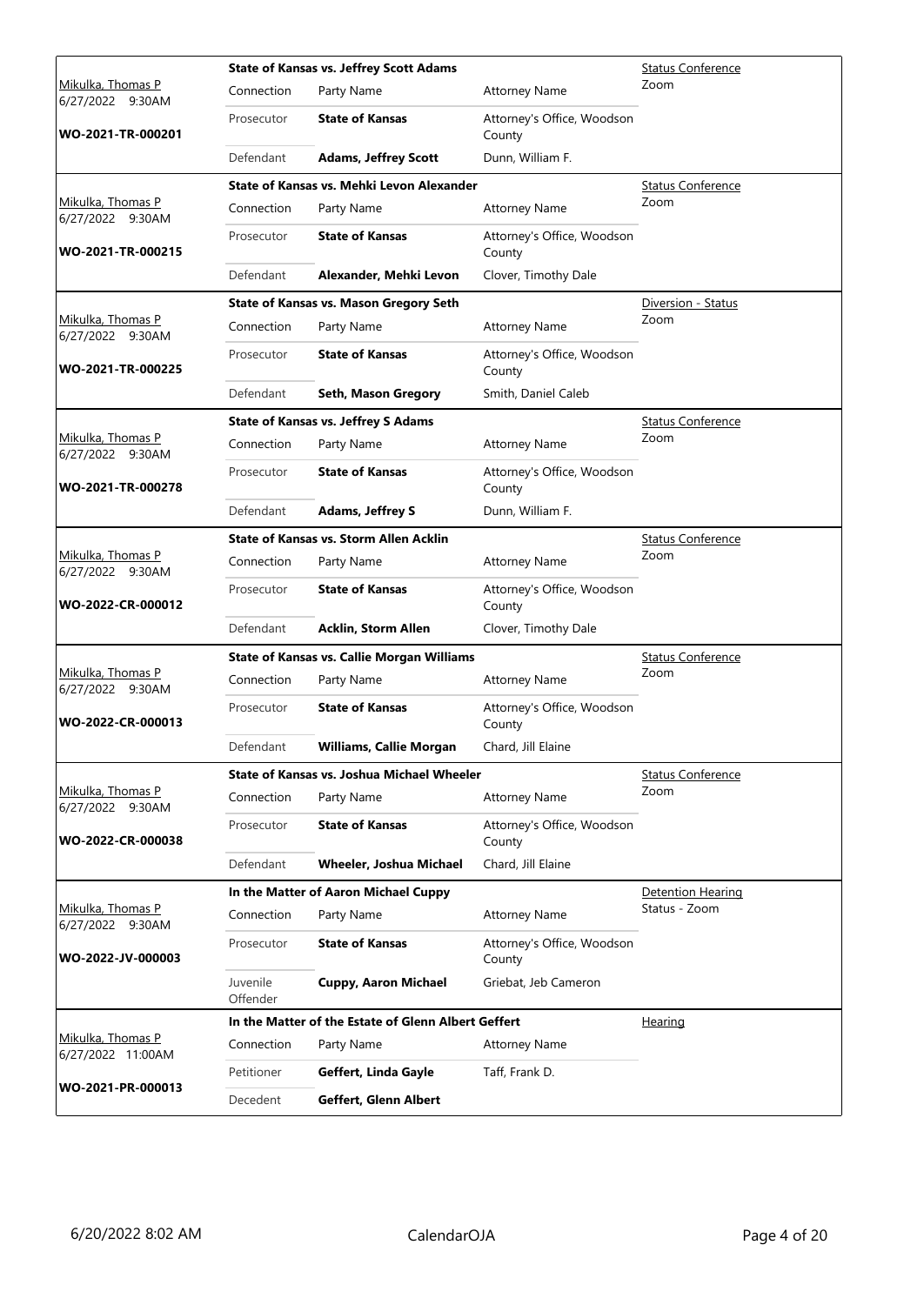| Judge / Date / Case | Case Title | Connection | Party Name | Attorney Name | Hearing Type |
|---|---|---|---|---|---|
| Mikulka, Thomas P 6/27/2022 9:30AM **WO-2021-TR-000201** | **State of Kansas vs. Jeffrey Scott Adams** | Prosecutor | **State of Kansas** | Attorney's Office, Woodson County | Status Conference Zoom |
| | | Defendant | **Adams, Jeffrey Scott** | Dunn, William F. | |
| Mikulka, Thomas P 6/27/2022 9:30AM **WO-2021-TR-000215** | **State of Kansas vs. Mehki Levon Alexander** | Prosecutor | **State of Kansas** | Attorney's Office, Woodson County | Status Conference Zoom |
| | | Defendant | **Alexander, Mehki Levon** | Clover, Timothy Dale | |
| Mikulka, Thomas P 6/27/2022 9:30AM **WO-2021-TR-000225** | **State of Kansas vs. Mason Gregory Seth** | Prosecutor | **State of Kansas** | Attorney's Office, Woodson County | Diversion - Status Zoom |
| | | Defendant | **Seth, Mason Gregory** | Smith, Daniel Caleb | |
| Mikulka, Thomas P 6/27/2022 9:30AM **WO-2021-TR-000278** | **State of Kansas vs. Jeffrey S Adams** | Prosecutor | **State of Kansas** | Attorney's Office, Woodson County | Status Conference Zoom |
| | | Defendant | **Adams, Jeffrey S** | Dunn, William F. | |
| Mikulka, Thomas P 6/27/2022 9:30AM **WO-2022-CR-000012** | **State of Kansas vs. Storm Allen Acklin** | Prosecutor | **State of Kansas** | Attorney's Office, Woodson County | Status Conference Zoom |
| | | Defendant | **Acklin, Storm Allen** | Clover, Timothy Dale | |
| Mikulka, Thomas P 6/27/2022 9:30AM **WO-2022-CR-000013** | **State of Kansas vs. Callie Morgan Williams** | Prosecutor | **State of Kansas** | Attorney's Office, Woodson County | Status Conference Zoom |
| | | Defendant | **Williams, Callie Morgan** | Chard, Jill Elaine | |
| Mikulka, Thomas P 6/27/2022 9:30AM **WO-2022-CR-000038** | **State of Kansas vs. Joshua Michael Wheeler** | Prosecutor | **State of Kansas** | Attorney's Office, Woodson County | Status Conference Zoom |
| | | Defendant | **Wheeler, Joshua Michael** | Chard, Jill Elaine | |
| Mikulka, Thomas P 6/27/2022 9:30AM **WO-2022-JV-000003** | **In the Matter of Aaron Michael Cuppy** | Prosecutor | **State of Kansas** | Attorney's Office, Woodson County | Detention Hearing Status - Zoom |
| | | Juvenile Offender | **Cuppy, Aaron Michael** | Griebat, Jeb Cameron | |
| Mikulka, Thomas P 6/27/2022 11:00AM **WO-2021-PR-000013** | **In the Matter of the Estate of Glenn Albert Geffert** | Petitioner | **Geffert, Linda Gayle** | Taff, Frank D. | Hearing |
| | | Decedent | **Geffert, Glenn Albert** | | |

6/20/2022 8:02 AM CalendarOJA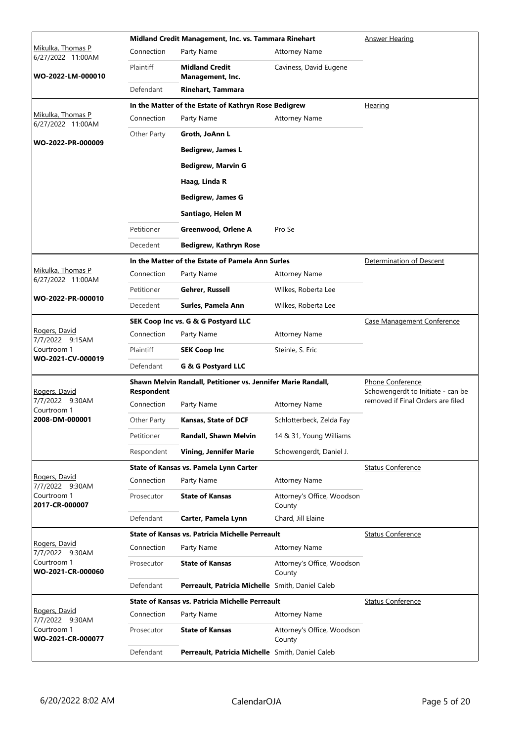| Judge / Date / Case | Case Title | | | Hearing Type |
|---|---|---|---|---|
| Mikulka, Thomas P<br>6/27/2022 11:00AM<br>**WO-2022-LM-000010** | **Midland Credit Management, Inc. vs. Tammara Rinehart** | | | Answer Hearing |
| | Connection | Party Name | Attorney Name | |
| | Plaintiff | **Midland Credit Management, Inc.** | Caviness, David Eugene | |
| | Defendant | **Rinehart, Tammara** | | |
| Mikulka, Thomas P<br>6/27/2022 11:00AM<br>**WO-2022-PR-000009** | **In the Matter of the Estate of Kathryn Rose Bedigrew** | | | Hearing |
| | Connection | Party Name | Attorney Name | |
| | Other Party | **Groth, JoAnn L** | | |
| | | **Bedigrew, James L** | | |
| | | **Bedigrew, Marvin G** | | |
| | | **Haag, Linda R** | | |
| | | **Bedigrew, James G** | | |
| | | **Santiago, Helen M** | | |
| | Petitioner | **Greenwood, Orlene A** | Pro Se | |
| | Decedent | **Bedigrew, Kathryn Rose** | | |
| Mikulka, Thomas P<br>6/27/2022 11:00AM<br>**WO-2022-PR-000010** | **In the Matter of the Estate of Pamela Ann Surles** | | | Determination of Descent |
| | Connection | Party Name | Attorney Name | |
| | Petitioner | **Gehrer, Russell** | Wilkes, Roberta Lee | |
| | Decedent | **Surles, Pamela Ann** | Wilkes, Roberta Lee | |
| Rogers, David<br>7/7/2022 9:15AM<br>Courtroom 1<br>**WO-2021-CV-000019** | **SEK Coop Inc vs. G & G Postyard LLC** | | | Case Management Conference |
| | Connection | Party Name | Attorney Name | |
| | Plaintiff | **SEK Coop Inc** | Steinle, S. Eric | |
| | Defendant | **G & G Postyard LLC** | | |
| Rogers, David<br>7/7/2022 9:30AM<br>Courtroom 1<br>**2008-DM-000001** | **Shawn Melvin Randall, Petitioner vs. Jennifer Marie Randall, Respondent** | | | Phone Conference<br>Schowengerdt to Initiate - can be removed if Final Orders are filed |
| | Connection | Party Name | Attorney Name | |
| | Other Party | **Kansas, State of DCF** | Schlotterbeck, Zelda Fay | |
| | Petitioner | **Randall, Shawn Melvin** | 14 & 31, Young Williams | |
| | Respondent | **Vining, Jennifer Marie** | Schowengerdt, Daniel J. | |
| Rogers, David<br>7/7/2022 9:30AM<br>Courtroom 1<br>**2017-CR-000007** | **State of Kansas vs. Pamela Lynn Carter** | | | Status Conference |
| | Connection | Party Name | Attorney Name | |
| | Prosecutor | **State of Kansas** | Attorney's Office, Woodson County | |
| | Defendant | **Carter, Pamela Lynn** | Chard, Jill Elaine | |
| Rogers, David<br>7/7/2022 9:30AM<br>Courtroom 1<br>**WO-2021-CR-000060** | **State of Kansas vs. Patricia Michelle Perreault** | | | Status Conference |
| | Connection | Party Name | Attorney Name | |
| | Prosecutor | **State of Kansas** | Attorney's Office, Woodson County | |
| | Defendant | **Perreault, Patricia Michelle** | Smith, Daniel Caleb | |
| Rogers, David<br>7/7/2022 9:30AM<br>Courtroom 1<br>**WO-2021-CR-000077** | **State of Kansas vs. Patricia Michelle Perreault** | | | Status Conference |
| | Connection | Party Name | Attorney Name | |
| | Prosecutor | **State of Kansas** | Attorney's Office, Woodson County | |
| | Defendant | **Perreault, Patricia Michelle** | Smith, Daniel Caleb | |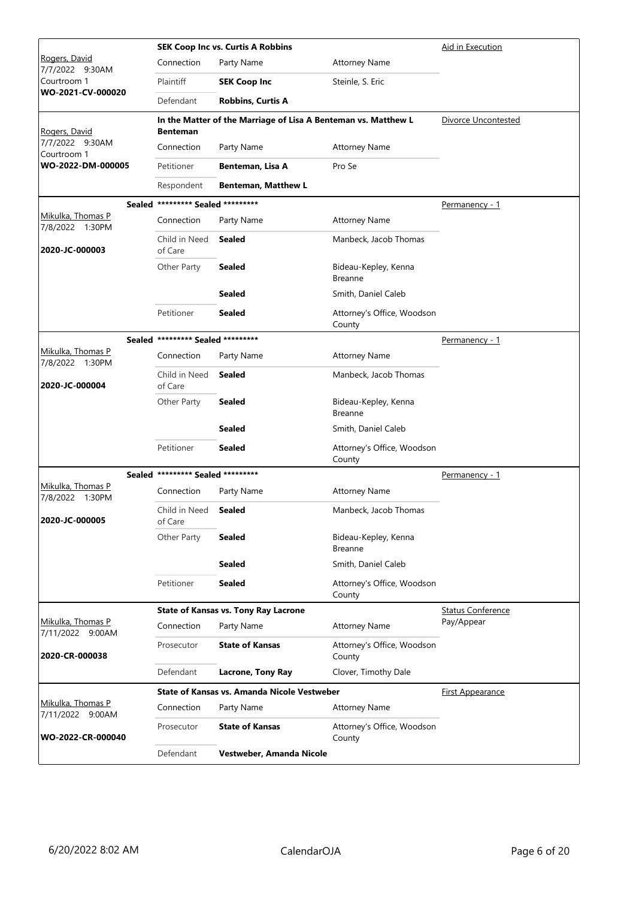| Judge / Date / Location / Case | Case Title | | | Hearing Type |
|---|---|---|---|---|
| Rogers, David<br>7/7/2022 9:30AM<br>Courtroom 1<br>**WO-2021-CV-000020** | **SEK Coop Inc vs. Curtis A Robbins** | | | Aid in Execution |
| | Connection | Party Name | Attorney Name | |
| | Plaintiff | **SEK Coop Inc** | Steinle, S. Eric | |
| | Defendant | **Robbins, Curtis A** | | |
| Rogers, David<br>7/7/2022 9:30AM<br>Courtroom 1<br>**WO-2022-DM-000005** | **In the Matter of the Marriage of Lisa A Benteman vs. Matthew L Benteman** | | | Divorce Uncontested |
| | Connection | Party Name | Attorney Name | |
| | Petitioner | **Benteman, Lisa A** | Pro Se | |
| | Respondent | **Benteman, Matthew L** | | |
| Mikulka, Thomas P<br>7/8/2022 1:30PM<br>**2020-JC-000003** | **Sealed ********* Sealed ********* ** | | | Permanency - 1 |
| | Connection | Party Name | Attorney Name | |
| | Child in Need of Care | **Sealed** | Manbeck, Jacob Thomas | |
| | Other Party | **Sealed** | Bideau-Kepley, Kenna Breanne | |
| | | **Sealed** | Smith, Daniel Caleb | |
| | Petitioner | **Sealed** | Attorney's Office, Woodson County | |
| Mikulka, Thomas P<br>7/8/2022 1:30PM<br>**2020-JC-000004** | **Sealed ********* Sealed ********* ** | | | Permanency - 1 |
| | Connection | Party Name | Attorney Name | |
| | Child in Need of Care | **Sealed** | Manbeck, Jacob Thomas | |
| | Other Party | **Sealed** | Bideau-Kepley, Kenna Breanne | |
| | | **Sealed** | Smith, Daniel Caleb | |
| | Petitioner | **Sealed** | Attorney's Office, Woodson County | |
| Mikulka, Thomas P<br>7/8/2022 1:30PM<br>**2020-JC-000005** | **Sealed ********* Sealed ********* ** | | | Permanency - 1 |
| | Connection | Party Name | Attorney Name | |
| | Child in Need of Care | **Sealed** | Manbeck, Jacob Thomas | |
| | Other Party | **Sealed** | Bideau-Kepley, Kenna Breanne | |
| | | **Sealed** | Smith, Daniel Caleb | |
| | Petitioner | **Sealed** | Attorney's Office, Woodson County | |
| Mikulka, Thomas P<br>7/11/2022 9:00AM<br>**2020-CR-000038** | **State of Kansas vs. Tony Ray Lacrone** | | | Status Conference Pay/Appear |
| | Connection | Party Name | Attorney Name | |
| | Prosecutor | **State of Kansas** | Attorney's Office, Woodson County | |
| | Defendant | **Lacrone, Tony Ray** | Clover, Timothy Dale | |
| Mikulka, Thomas P<br>7/11/2022 9:00AM<br>**WO-2022-CR-000040** | **State of Kansas vs. Amanda Nicole Vestweber** | | | First Appearance |
| | Connection | Party Name | Attorney Name | |
| | Prosecutor | **State of Kansas** | Attorney's Office, Woodson County | |
| | Defendant | **Vestweber, Amanda Nicole** | | |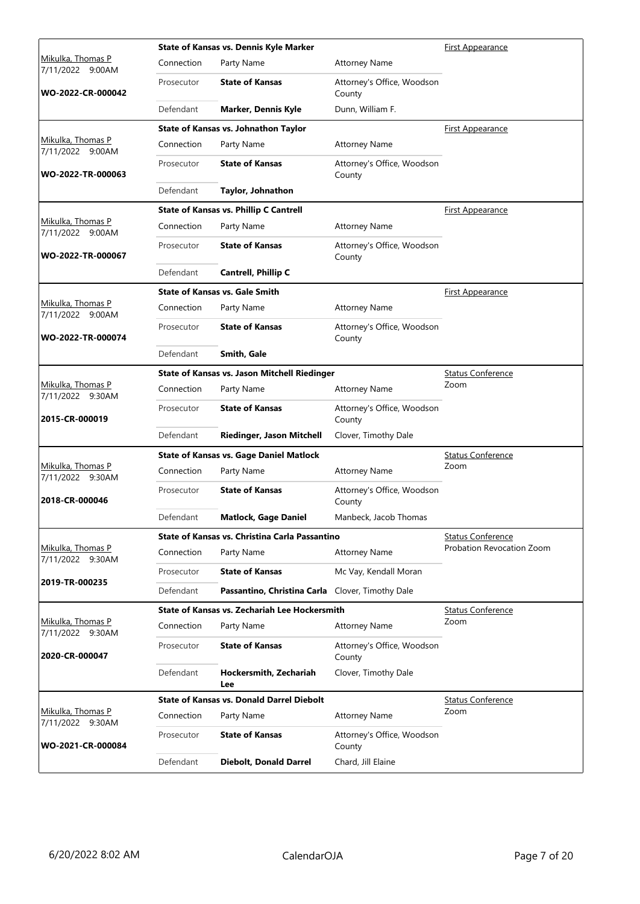| Judge / Date / Case | Case Title | Connection | Party Name | Attorney Name | Hearing Type |
|---|---|---|---|---|---|
| Mikulka, Thomas P 7/11/2022 9:00AM WO-2022-CR-000042 | State of Kansas vs. Dennis Kyle Marker | Prosecutor | **State of Kansas** | Attorney's Office, Woodson County | First Appearance |
| | | Defendant | **Marker, Dennis Kyle** | Dunn, William F. | |
| Mikulka, Thomas P 7/11/2022 9:00AM WO-2022-TR-000063 | State of Kansas vs. Johnathon Taylor | Prosecutor | **State of Kansas** | Attorney's Office, Woodson County | First Appearance |
| | | Defendant | **Taylor, Johnathon** | | |
| Mikulka, Thomas P 7/11/2022 9:00AM WO-2022-TR-000067 | State of Kansas vs. Phillip C Cantrell | Prosecutor | **State of Kansas** | Attorney's Office, Woodson County | First Appearance |
| | | Defendant | **Cantrell, Phillip C** | | |
| Mikulka, Thomas P 7/11/2022 9:00AM WO-2022-TR-000074 | State of Kansas vs. Gale Smith | Prosecutor | **State of Kansas** | Attorney's Office, Woodson County | First Appearance |
| | | Defendant | **Smith, Gale** | | |
| Mikulka, Thomas P 7/11/2022 9:30AM 2015-CR-000019 | State of Kansas vs. Jason Mitchell Riedinger | Prosecutor | **State of Kansas** | Attorney's Office, Woodson County | Status Conference Zoom |
| | | Defendant | **Riedinger, Jason Mitchell** | Clover, Timothy Dale | |
| Mikulka, Thomas P 7/11/2022 9:30AM 2018-CR-000046 | State of Kansas vs. Gage Daniel Matlock | Prosecutor | **State of Kansas** | Attorney's Office, Woodson County | Status Conference Zoom |
| | | Defendant | **Matlock, Gage Daniel** | Manbeck, Jacob Thomas | |
| Mikulka, Thomas P 7/11/2022 9:30AM 2019-TR-000235 | State of Kansas vs. Christina Carla Passantino | Prosecutor | **State of Kansas** | Mc Vay, Kendall Moran | Status Conference Probation Revocation Zoom |
| | | Defendant | **Passantino, Christina Carla** | Clover, Timothy Dale | |
| Mikulka, Thomas P 7/11/2022 9:30AM 2020-CR-000047 | State of Kansas vs. Zechariah Lee Hockersmith | Prosecutor | **State of Kansas** | Attorney's Office, Woodson County | Status Conference Zoom |
| | | Defendant | **Hockersmith, Zechariah Lee** | Clover, Timothy Dale | |
| Mikulka, Thomas P 7/11/2022 9:30AM WO-2021-CR-000084 | State of Kansas vs. Donald Darrel Diebolt | Prosecutor | **State of Kansas** | Attorney's Office, Woodson County | Status Conference Zoom |
| | | Defendant | **Diebolt, Donald Darrel** | Chard, Jill Elaine | |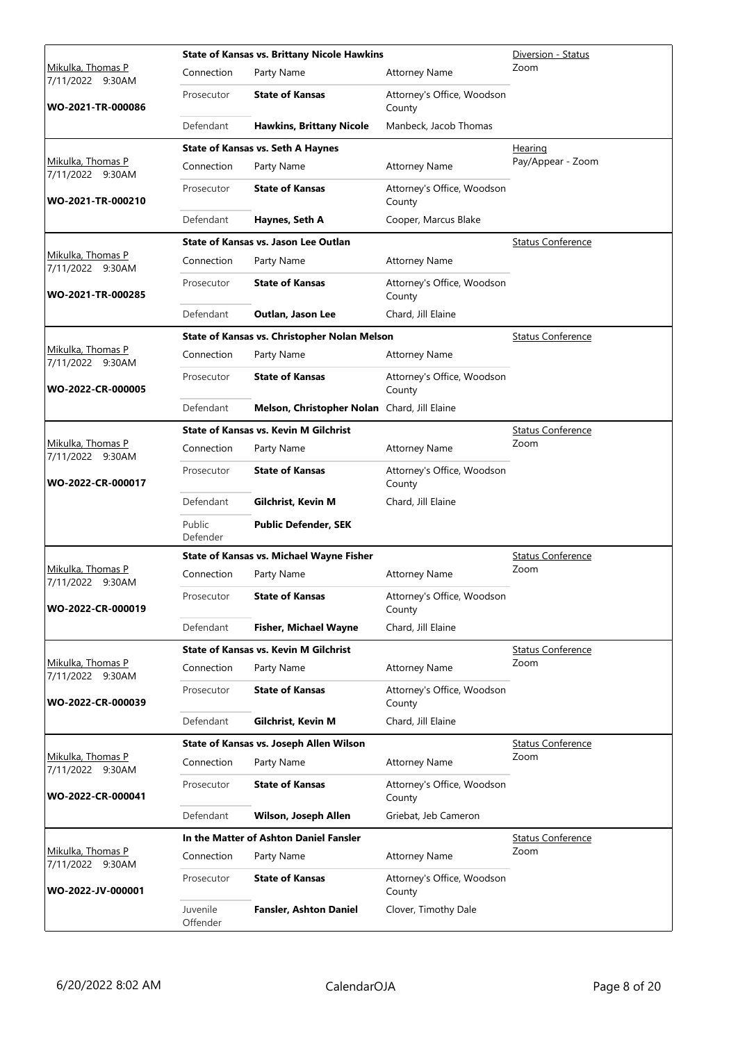| Judge / Date / Case | Case Title | | | Hearing Type |
|---|---|---|---|---|
| Mikulka, Thomas P<br>7/11/2022 9:30AM<br>**WO-2021-TR-000086** | **State of Kansas vs. Brittany Nicole Hawkins** | | | Diversion - Status<br>Zoom |
| | Connection | Party Name | Attorney Name | |
| | Prosecutor | **State of Kansas** | Attorney's Office, Woodson County | |
| | Defendant | **Hawkins, Brittany Nicole** | Manbeck, Jacob Thomas | |
| Mikulka, Thomas P<br>7/11/2022 9:30AM<br>**WO-2021-TR-000210** | **State of Kansas vs. Seth A Haynes** | | | Hearing<br>Pay/Appear - Zoom |
| | Connection | Party Name | Attorney Name | |
| | Prosecutor | **State of Kansas** | Attorney's Office, Woodson County | |
| | Defendant | **Haynes, Seth A** | Cooper, Marcus Blake | |
| Mikulka, Thomas P<br>7/11/2022 9:30AM<br>**WO-2021-TR-000285** | **State of Kansas vs. Jason Lee Outlan** | | | Status Conference |
| | Connection | Party Name | Attorney Name | |
| | Prosecutor | **State of Kansas** | Attorney's Office, Woodson County | |
| | Defendant | **Outlan, Jason Lee** | Chard, Jill Elaine | |
| Mikulka, Thomas P<br>7/11/2022 9:30AM<br>**WO-2022-CR-000005** | **State of Kansas vs. Christopher Nolan Melson** | | | Status Conference |
| | Connection | Party Name | Attorney Name | |
| | Prosecutor | **State of Kansas** | Attorney's Office, Woodson County | |
| | Defendant | **Melson, Christopher Nolan** | Chard, Jill Elaine | |
| Mikulka, Thomas P<br>7/11/2022 9:30AM<br>**WO-2022-CR-000017** | **State of Kansas vs. Kevin M Gilchrist** | | | Status Conference<br>Zoom |
| | Connection | Party Name | Attorney Name | |
| | Prosecutor | **State of Kansas** | Attorney's Office, Woodson County | |
| | Defendant | **Gilchrist, Kevin M** | Chard, Jill Elaine | |
| | Public Defender | **Public Defender, SEK** | | |
| Mikulka, Thomas P<br>7/11/2022 9:30AM<br>**WO-2022-CR-000019** | **State of Kansas vs. Michael Wayne Fisher** | | | Status Conference<br>Zoom |
| | Connection | Party Name | Attorney Name | |
| | Prosecutor | **State of Kansas** | Attorney's Office, Woodson County | |
| | Defendant | **Fisher, Michael Wayne** | Chard, Jill Elaine | |
| Mikulka, Thomas P<br>7/11/2022 9:30AM<br>**WO-2022-CR-000039** | **State of Kansas vs. Kevin M Gilchrist** | | | Status Conference<br>Zoom |
| | Connection | Party Name | Attorney Name | |
| | Prosecutor | **State of Kansas** | Attorney's Office, Woodson County | |
| | Defendant | **Gilchrist, Kevin M** | Chard, Jill Elaine | |
| Mikulka, Thomas P<br>7/11/2022 9:30AM<br>**WO-2022-CR-000041** | **State of Kansas vs. Joseph Allen Wilson** | | | Status Conference<br>Zoom |
| | Connection | Party Name | Attorney Name | |
| | Prosecutor | **State of Kansas** | Attorney's Office, Woodson County | |
| | Defendant | **Wilson, Joseph Allen** | Griebat, Jeb Cameron | |
| Mikulka, Thomas P<br>7/11/2022 9:30AM<br>**WO-2022-JV-000001** | **In the Matter of Ashton Daniel Fansler** | | | Status Conference<br>Zoom |
| | Connection | Party Name | Attorney Name | |
| | Prosecutor | **State of Kansas** | Attorney's Office, Woodson County | |
| | Juvenile Offender | **Fansler, Ashton Daniel** | Clover, Timothy Dale | |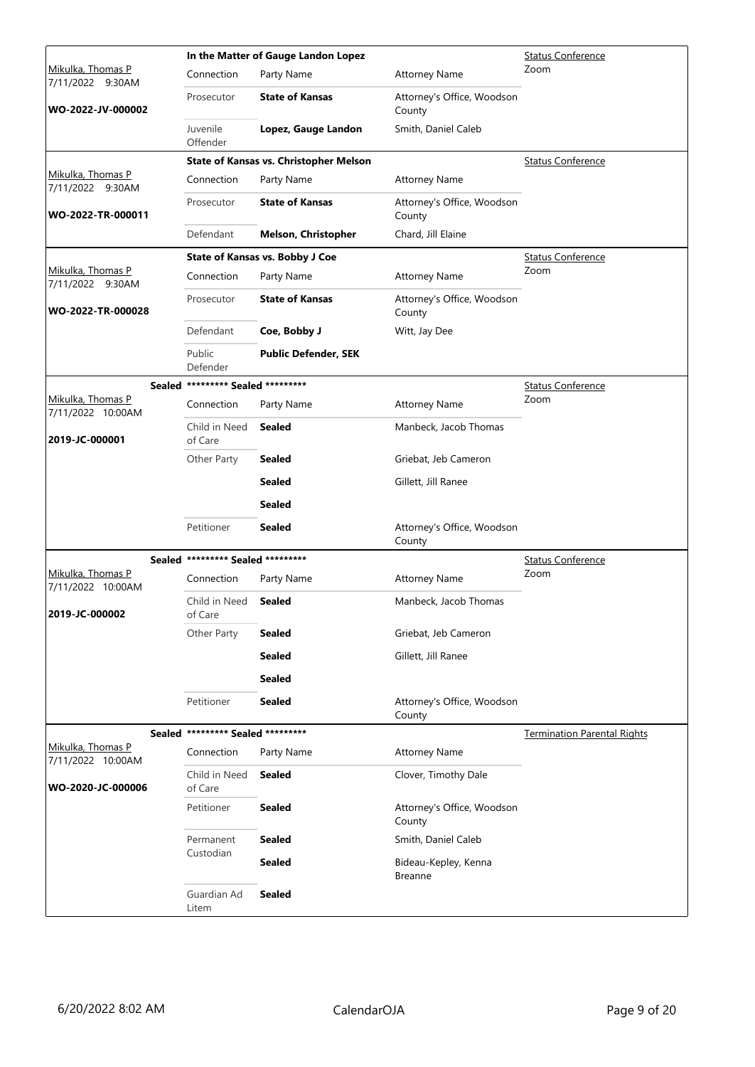| Judge / Date / Case | Case Title | Connection | Party Name | Attorney Name | Hearing Type / Location |
|---|---|---|---|---|---|
| Mikulka, Thomas P 7/11/2022 9:30AM **WO-2022-JV-000002** | **In the Matter of Gauge Landon Lopez** | Prosecutor | **State of Kansas** | Attorney's Office, Woodson County | Status Conference Zoom |
| | | Juvenile Offender | **Lopez, Gauge Landon** | Smith, Daniel Caleb | |
| Mikulka, Thomas P 7/11/2022 9:30AM **WO-2022-TR-000011** | **State of Kansas vs. Christopher Melson** | Prosecutor | **State of Kansas** | Attorney's Office, Woodson County | Status Conference |
| | | Defendant | **Melson, Christopher** | Chard, Jill Elaine | |
| Mikulka, Thomas P 7/11/2022 9:30AM **WO-2022-TR-000028** | **State of Kansas vs. Bobby J Coe** | Prosecutor | **State of Kansas** | Attorney's Office, Woodson County | Status Conference Zoom |
| | | Defendant | **Coe, Bobby J** | Witt, Jay Dee | |
| | | Public Defender | **Public Defender, SEK** | | |
| Mikulka, Thomas P 7/11/2022 10:00AM **2019-JC-000001** | Sealed ********* Sealed ********* | Child in Need of Care | **Sealed** | Manbeck, Jacob Thomas | Status Conference Zoom |
| | | Other Party | **Sealed** | Griebat, Jeb Cameron | |
| | | | **Sealed** | Gillett, Jill Ranee | |
| | | | **Sealed** | | |
| | | Petitioner | **Sealed** | Attorney's Office, Woodson County | |
| Mikulka, Thomas P 7/11/2022 10:00AM **2019-JC-000002** | Sealed ********* Sealed ********* | Child in Need of Care | **Sealed** | Manbeck, Jacob Thomas | Status Conference Zoom |
| | | Other Party | **Sealed** | Griebat, Jeb Cameron | |
| | | | **Sealed** | Gillett, Jill Ranee | |
| | | | **Sealed** | | |
| | | Petitioner | **Sealed** | Attorney's Office, Woodson County | |
| Mikulka, Thomas P 7/11/2022 10:00AM **WO-2020-JC-000006** | Sealed ********* Sealed ********* | Child in Need of Care | **Sealed** | Clover, Timothy Dale | Termination Parental Rights |
| | | Petitioner | **Sealed** | Attorney's Office, Woodson County | |
| | | Permanent Custodian | **Sealed** | Smith, Daniel Caleb | |
| | | | **Sealed** | Bideau-Kepley, Kenna Breanne | |
| | | Guardian Ad Litem | **Sealed** | | |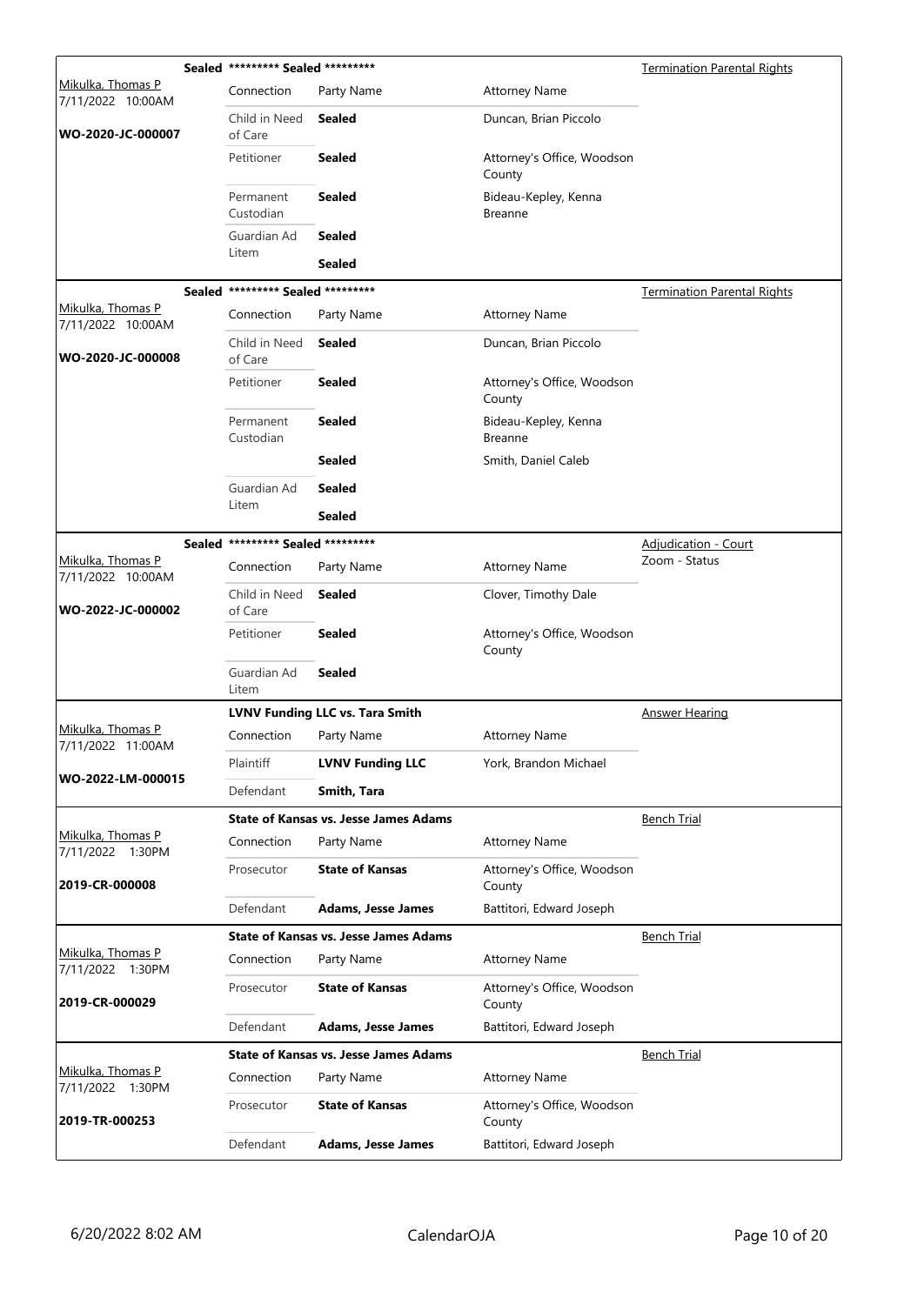| Judge / Date / Case | Case Title / Connection | Party Name | Attorney Name | Hearing Type |
|---|---|---|---|---|
| Mikulka, Thomas P 7/11/2022 10:00AM **WO-2020-JC-000007** | **Sealed** ********* Sealed ********* | | | Termination Parental Rights |
| | Connection | Party Name | Attorney Name | |
| | Child in Need of Care | **Sealed** | Duncan, Brian Piccolo | |
| | Petitioner | **Sealed** | Attorney's Office, Woodson County | |
| | Permanent Custodian | **Sealed** | Bideau-Kepley, Kenna Breanne | |
| | Guardian Ad Litem | **Sealed** | | |
| | | **Sealed** | | |
| Mikulka, Thomas P 7/11/2022 10:00AM **WO-2020-JC-000008** | **Sealed** ********* Sealed ********* | | | Termination Parental Rights |
| | Connection | Party Name | Attorney Name | |
| | Child in Need of Care | **Sealed** | Duncan, Brian Piccolo | |
| | Petitioner | **Sealed** | Attorney's Office, Woodson County | |
| | Permanent Custodian | **Sealed** | Bideau-Kepley, Kenna Breanne | |
| | | **Sealed** | Smith, Daniel Caleb | |
| | Guardian Ad Litem | **Sealed** | | |
| | | **Sealed** | | |
| Mikulka, Thomas P 7/11/2022 10:00AM **WO-2022-JC-000002** | **Sealed** ********* Sealed ********* | | | Adjudication - Court Zoom - Status |
| | Connection | Party Name | Attorney Name | |
| | Child in Need of Care | **Sealed** | Clover, Timothy Dale | |
| | Petitioner | **Sealed** | Attorney's Office, Woodson County | |
| | Guardian Ad Litem | **Sealed** | | |
| Mikulka, Thomas P 7/11/2022 11:00AM **WO-2022-LM-000015** | **LVNV Funding LLC vs. Tara Smith** | | | Answer Hearing |
| | Connection | Party Name | Attorney Name | |
| | Plaintiff | **LVNV Funding LLC** | York, Brandon Michael | |
| | Defendant | **Smith, Tara** | | |
| Mikulka, Thomas P 7/11/2022 1:30PM **2019-CR-000008** | **State of Kansas vs. Jesse James Adams** | | | Bench Trial |
| | Connection | Party Name | Attorney Name | |
| | Prosecutor | **State of Kansas** | Attorney's Office, Woodson County | |
| | Defendant | **Adams, Jesse James** | Battitori, Edward Joseph | |
| Mikulka, Thomas P 7/11/2022 1:30PM **2019-CR-000029** | **State of Kansas vs. Jesse James Adams** | | | Bench Trial |
| | Connection | Party Name | Attorney Name | |
| | Prosecutor | **State of Kansas** | Attorney's Office, Woodson County | |
| | Defendant | **Adams, Jesse James** | Battitori, Edward Joseph | |
| Mikulka, Thomas P 7/11/2022 1:30PM **2019-TR-000253** | **State of Kansas vs. Jesse James Adams** | | | Bench Trial |
| | Connection | Party Name | Attorney Name | |
| | Prosecutor | **State of Kansas** | Attorney's Office, Woodson County | |
| | Defendant | **Adams, Jesse James** | Battitori, Edward Joseph | |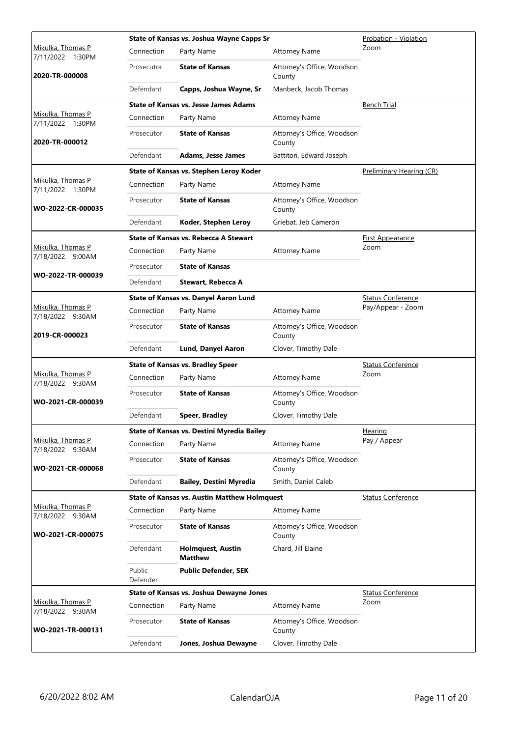| Judge / Date / Case | Case Title | Connection | Party Name | Attorney Name | Hearing Type |
|---|---|---|---|---|---|
| Mikulka, Thomas P<br>7/11/2022 1:30PM<br>**2020-TR-000008** | **State of Kansas vs. Joshua Wayne Capps Sr** | Prosecutor | **State of Kansas** | Attorney's Office, Woodson County | Probation - Violation<br>Zoom |
| | | Defendant | **Capps, Joshua Wayne, Sr** | Manbeck, Jacob Thomas | |
| Mikulka, Thomas P<br>7/11/2022 1:30PM<br>**2020-TR-000012** | **State of Kansas vs. Jesse James Adams** | Prosecutor | **State of Kansas** | Attorney's Office, Woodson County | Bench Trial |
| | | Defendant | **Adams, Jesse James** | Battitori, Edward Joseph | |
| Mikulka, Thomas P<br>7/11/2022 1:30PM<br>**WO-2022-CR-000035** | **State of Kansas vs. Stephen Leroy Koder** | Prosecutor | **State of Kansas** | Attorney's Office, Woodson County | Preliminary Hearing (CR) |
| | | Defendant | **Koder, Stephen Leroy** | Griebat, Jeb Cameron | |
| Mikulka, Thomas P<br>7/18/2022 9:00AM<br>**WO-2022-TR-000039** | **State of Kansas vs. Rebecca A Stewart** | Prosecutor | **State of Kansas** | | First Appearance<br>Zoom |
| | | Defendant | **Stewart, Rebecca A** | | |
| Mikulka, Thomas P<br>7/18/2022 9:30AM<br>**2019-CR-000023** | **State of Kansas vs. Danyel Aaron Lund** | Prosecutor | **State of Kansas** | Attorney's Office, Woodson County | Status Conference<br>Pay/Appear - Zoom |
| | | Defendant | **Lund, Danyel Aaron** | Clover, Timothy Dale | |
| Mikulka, Thomas P<br>7/18/2022 9:30AM<br>**WO-2021-CR-000039** | **State of Kansas vs. Bradley Speer** | Prosecutor | **State of Kansas** | Attorney's Office, Woodson County | Status Conference<br>Zoom |
| | | Defendant | **Speer, Bradley** | Clover, Timothy Dale | |
| Mikulka, Thomas P<br>7/18/2022 9:30AM<br>**WO-2021-CR-000068** | **State of Kansas vs. Destini Myredia Bailey** | Prosecutor | **State of Kansas** | Attorney's Office, Woodson County | Hearing<br>Pay / Appear |
| | | Defendant | **Bailey, Destini Myredia** | Smith, Daniel Caleb | |
| Mikulka, Thomas P<br>7/18/2022 9:30AM<br>**WO-2021-CR-000075** | **State of Kansas vs. Austin Matthew Holmquest** | Prosecutor | **State of Kansas** | Attorney's Office, Woodson County | Status Conference |
| | | Defendant | **Holmquest, Austin Matthew** | Chard, Jill Elaine | |
| | | Public Defender | **Public Defender, SEK** | | |
| Mikulka, Thomas P<br>7/18/2022 9:30AM<br>**WO-2021-TR-000131** | **State of Kansas vs. Joshua Dewayne Jones** | Prosecutor | **State of Kansas** | Attorney's Office, Woodson County | Status Conference<br>Zoom |
| | | Defendant | **Jones, Joshua Dewayne** | Clover, Timothy Dale | |

6/20/2022 8:02 AM CalendarOJA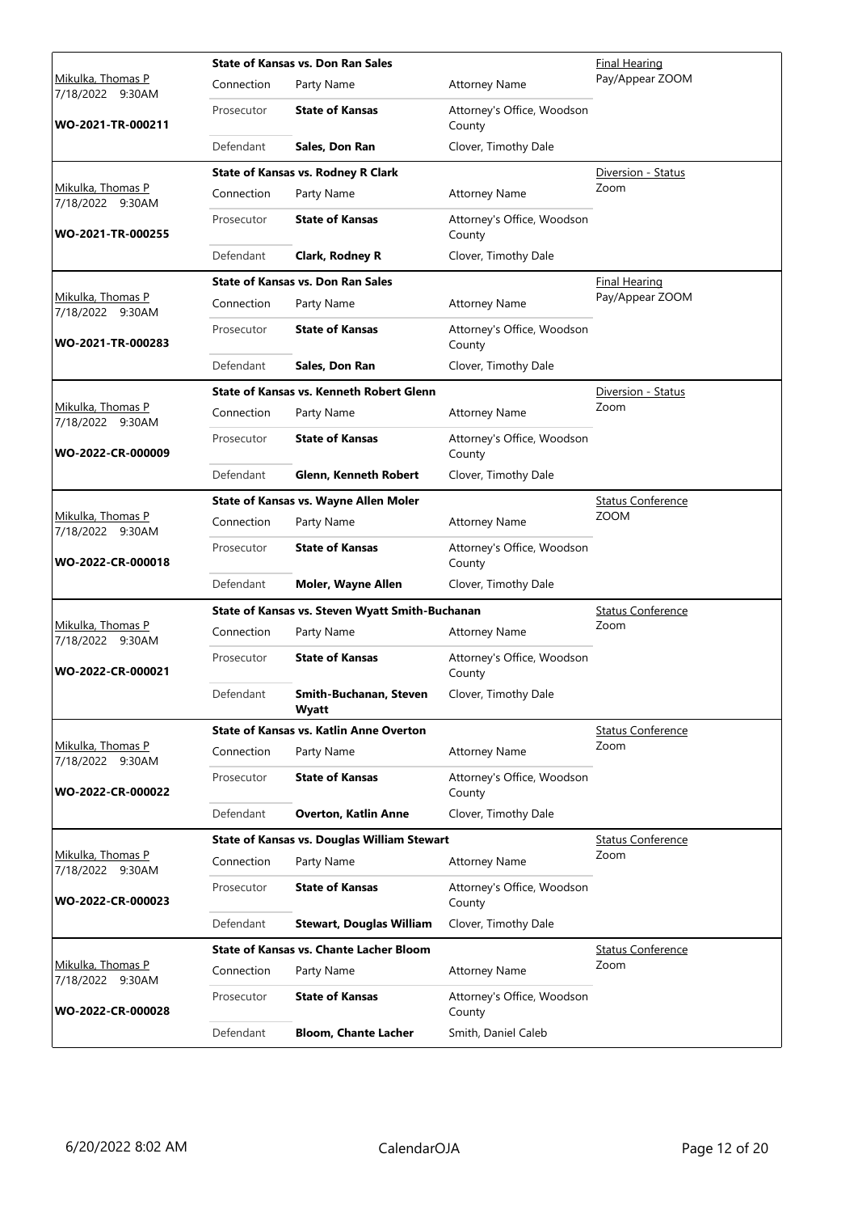| Judge / Date / Case | Case Title | Connection | Party Name | Attorney Name | Hearing |
|---|---|---|---|---|---|
| Mikulka, Thomas P<br>7/18/2022 9:30AM<br>**WO-2021-TR-000211** | **State of Kansas vs. Don Ran Sales** | Prosecutor | **State of Kansas** | Attorney's Office, Woodson County | Final Hearing<br>Pay/Appear ZOOM |
| | | Defendant | **Sales, Don Ran** | Clover, Timothy Dale | |
| Mikulka, Thomas P<br>7/18/2022 9:30AM<br>**WO-2021-TR-000255** | **State of Kansas vs. Rodney R Clark** | Prosecutor | **State of Kansas** | Attorney's Office, Woodson County | Diversion - Status<br>Zoom |
| | | Defendant | **Clark, Rodney R** | Clover, Timothy Dale | |
| Mikulka, Thomas P<br>7/18/2022 9:30AM<br>**WO-2021-TR-000283** | **State of Kansas vs. Don Ran Sales** | Prosecutor | **State of Kansas** | Attorney's Office, Woodson County | Final Hearing<br>Pay/Appear ZOOM |
| | | Defendant | **Sales, Don Ran** | Clover, Timothy Dale | |
| Mikulka, Thomas P<br>7/18/2022 9:30AM<br>**WO-2022-CR-000009** | **State of Kansas vs. Kenneth Robert Glenn** | Prosecutor | **State of Kansas** | Attorney's Office, Woodson County | Diversion - Status<br>Zoom |
| | | Defendant | **Glenn, Kenneth Robert** | Clover, Timothy Dale | |
| Mikulka, Thomas P<br>7/18/2022 9:30AM<br>**WO-2022-CR-000018** | **State of Kansas vs. Wayne Allen Moler** | Prosecutor | **State of Kansas** | Attorney's Office, Woodson County | Status Conference<br>ZOOM |
| | | Defendant | **Moler, Wayne Allen** | Clover, Timothy Dale | |
| Mikulka, Thomas P<br>7/18/2022 9:30AM<br>**WO-2022-CR-000021** | **State of Kansas vs. Steven Wyatt Smith-Buchanan** | Prosecutor | **State of Kansas** | Attorney's Office, Woodson County | Status Conference<br>Zoom |
| | | Defendant | **Smith-Buchanan, Steven Wyatt** | Clover, Timothy Dale | |
| Mikulka, Thomas P<br>7/18/2022 9:30AM<br>**WO-2022-CR-000022** | **State of Kansas vs. Katlin Anne Overton** | Prosecutor | **State of Kansas** | Attorney's Office, Woodson County | Status Conference<br>Zoom |
| | | Defendant | **Overton, Katlin Anne** | Clover, Timothy Dale | |
| Mikulka, Thomas P<br>7/18/2022 9:30AM<br>**WO-2022-CR-000023** | **State of Kansas vs. Douglas William Stewart** | Prosecutor | **State of Kansas** | Attorney's Office, Woodson County | Status Conference<br>Zoom |
| | | Defendant | **Stewart, Douglas William** | Clover, Timothy Dale | |
| Mikulka, Thomas P<br>7/18/2022 9:30AM<br>**WO-2022-CR-000028** | **State of Kansas vs. Chante Lacher Bloom** | Prosecutor | **State of Kansas** | Attorney's Office, Woodson County | Status Conference<br>Zoom |
| | | Defendant | **Bloom, Chante Lacher** | Smith, Daniel Caleb | |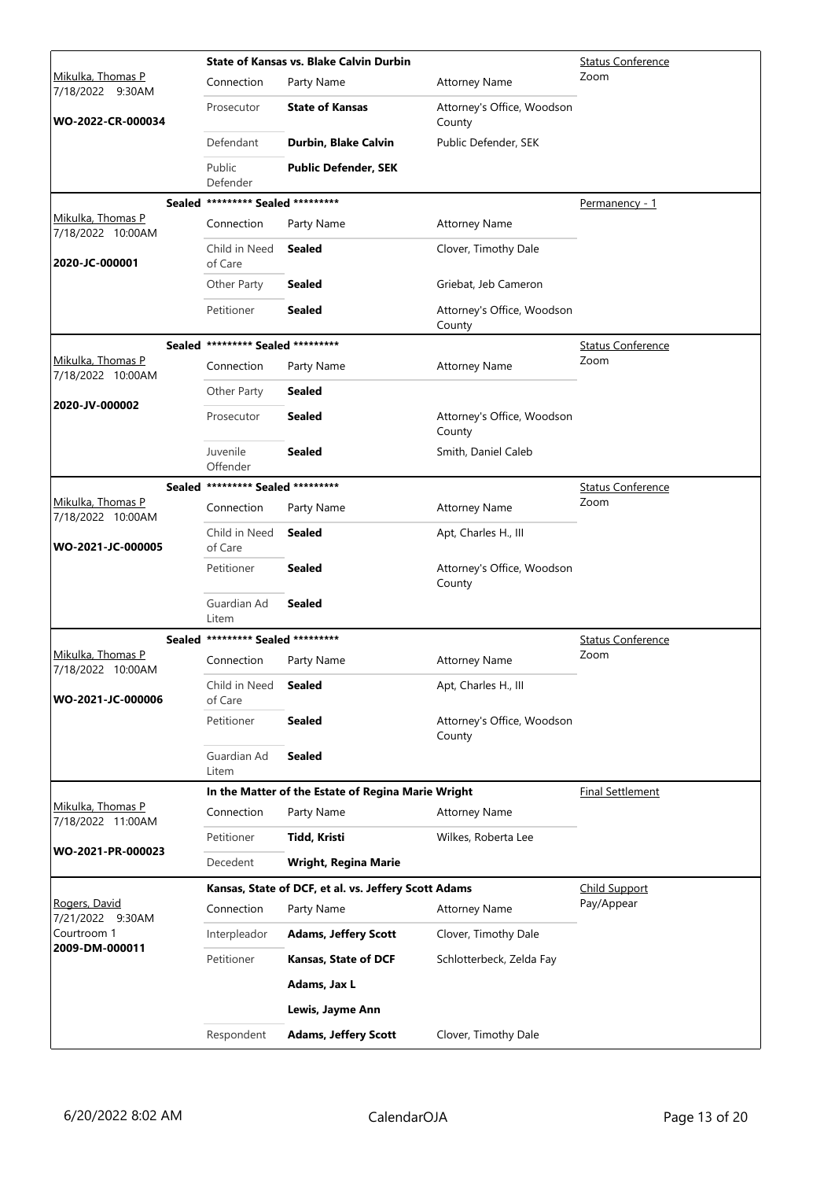| Judge / Date / Case | Case Title | | | Hearing |
|---|---|---|---|---|
| Mikulka, Thomas P<br>7/18/2022 9:30AM<br>**WO-2022-CR-000034** | **State of Kansas vs. Blake Calvin Durbin** | | | Status Conference<br>Zoom |
| | Connection | Party Name | Attorney Name | |
| | Prosecutor | **State of Kansas** | Attorney's Office, Woodson County | |
| | Defendant | **Durbin, Blake Calvin** | Public Defender, SEK | |
| | Public Defender | **Public Defender, SEK** | | |
| Mikulka, Thomas P<br>7/18/2022 10:00AM<br>**2020-JC-000001** | **Sealed** ********* **Sealed** ********* | | | Permanency - 1 |
| | Connection | Party Name | Attorney Name | |
| | Child in Need of Care | **Sealed** | Clover, Timothy Dale | |
| | Other Party | **Sealed** | Griebat, Jeb Cameron | |
| | Petitioner | **Sealed** | Attorney's Office, Woodson County | |
| Mikulka, Thomas P<br>7/18/2022 10:00AM<br>**2020-JV-000002** | **Sealed** ********* **Sealed** ********* | | | Status Conference<br>Zoom |
| | Connection | Party Name | Attorney Name | |
| | Other Party | **Sealed** | | |
| | Prosecutor | **Sealed** | Attorney's Office, Woodson County | |
| | Juvenile Offender | **Sealed** | Smith, Daniel Caleb | |
| Mikulka, Thomas P<br>7/18/2022 10:00AM<br>**WO-2021-JC-000005** | **Sealed** ********* **Sealed** ********* | | | Status Conference<br>Zoom |
| | Connection | Party Name | Attorney Name | |
| | Child in Need of Care | **Sealed** | Apt, Charles H., III | |
| | Petitioner | **Sealed** | Attorney's Office, Woodson County | |
| | Guardian Ad Litem | **Sealed** | | |
| Mikulka, Thomas P<br>7/18/2022 10:00AM<br>**WO-2021-JC-000006** | **Sealed** ********* **Sealed** ********* | | | Status Conference<br>Zoom |
| | Connection | Party Name | Attorney Name | |
| | Child in Need of Care | **Sealed** | Apt, Charles H., III | |
| | Petitioner | **Sealed** | Attorney's Office, Woodson County | |
| | Guardian Ad Litem | **Sealed** | | |
| Mikulka, Thomas P<br>7/18/2022 11:00AM<br>**WO-2021-PR-000023** | **In the Matter of the Estate of Regina Marie Wright** | | | Final Settlement |
| | Connection | Party Name | Attorney Name | |
| | Petitioner | **Tidd, Kristi** | Wilkes, Roberta Lee | |
| | Decedent | **Wright, Regina Marie** | | |
| Rogers, David<br>7/21/2022 9:30AM<br>Courtroom 1<br>**2009-DM-000011** | **Kansas, State of DCF, et al. vs. Jeffery Scott Adams** | | | Child Support<br>Pay/Appear |
| | Connection | Party Name | Attorney Name | |
| | Interpleador | **Adams, Jeffery Scott** | Clover, Timothy Dale | |
| | Petitioner | **Kansas, State of DCF** | Schlotterbeck, Zelda Fay | |
| | | **Adams, Jax L** | | |
| | | **Lewis, Jayme Ann** | | |
| | Respondent | **Adams, Jeffery Scott** | Clover, Timothy Dale | |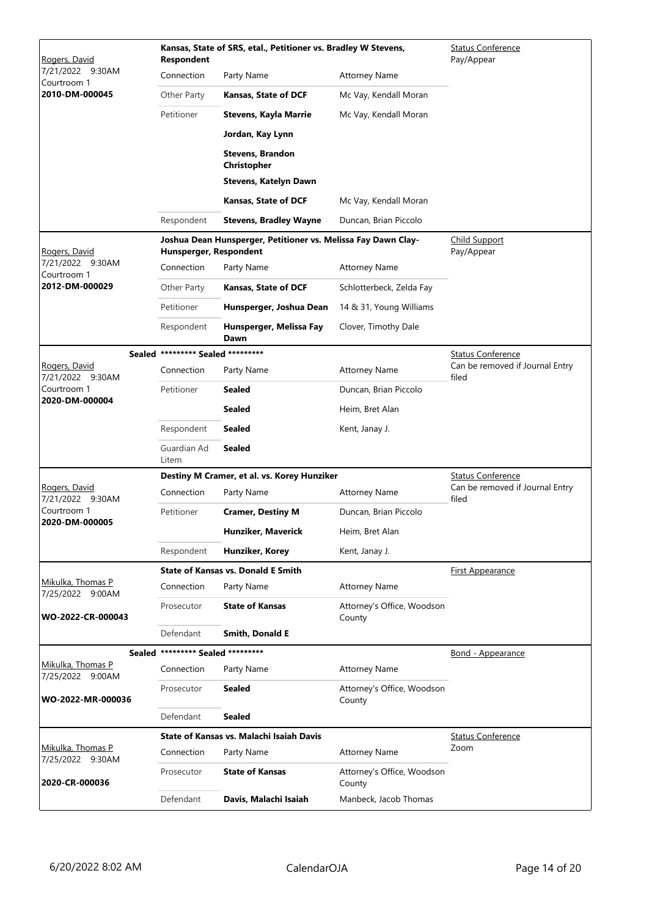| Judge / Date / Courtroom / Case | Case Title / Parties | | | Hearing Type / Notes |
|---|---|---|---|---|
| Rogers, David<br>7/21/2022 9:30AM<br>Courtroom 1<br>**2010-DM-000045** | **Kansas, State of SRS, etal., Petitioner vs. Bradley W Stevens, Respondent** | | | Status Conference<br>Pay/Appear |
| | Connection | Party Name | Attorney Name | |
| | Other Party | **Kansas, State of DCF** | Mc Vay, Kendall Moran | |
| | Petitioner | **Stevens, Kayla Marrie** | Mc Vay, Kendall Moran | |
| | | **Jordan, Kay Lynn** | | |
| | | **Stevens, Brandon Christopher** | | |
| | | **Stevens, Katelyn Dawn** | | |
| | | **Kansas, State of DCF** | Mc Vay, Kendall Moran | |
| | Respondent | **Stevens, Bradley Wayne** | Duncan, Brian Piccolo | |
| Rogers, David<br>7/21/2022 9:30AM<br>Courtroom 1<br>**2012-DM-000029** | **Joshua Dean Hunsperger, Petitioner vs. Melissa Fay Dawn Clay-Hunsperger, Respondent** | | | Child Support<br>Pay/Appear |
| | Connection | Party Name | Attorney Name | |
| | Other Party | **Kansas, State of DCF** | Schlotterbeck, Zelda Fay | |
| | Petitioner | **Hunsperger, Joshua Dean** | 14 & 31, Young Williams | |
| | Respondent | **Hunsperger, Melissa Fay Dawn** | Clover, Timothy Dale | |
| Sealed<br>Rogers, David<br>7/21/2022 9:30AM<br>Courtroom 1<br>**2020-DM-000004** | **\*\*\*\*\*\*\*\*\* Sealed \*\*\*\*\*\*\*\*\*** | | | Status Conference<br>Can be removed if Journal Entry filed |
| | Connection | Party Name | Attorney Name | |
| | Petitioner | **Sealed** | Duncan, Brian Piccolo | |
| | | **Sealed** | Heim, Bret Alan | |
| | Respondent | **Sealed** | Kent, Janay J. | |
| | Guardian Ad Litem | **Sealed** | | |
| Rogers, David<br>7/21/2022 9:30AM<br>Courtroom 1<br>**2020-DM-000005** | **Destiny M Cramer, et al. vs. Korey Hunziker** | | | Status Conference<br>Can be removed if Journal Entry filed |
| | Connection | Party Name | Attorney Name | |
| | Petitioner | **Cramer, Destiny M** | Duncan, Brian Piccolo | |
| | | **Hunziker, Maverick** | Heim, Bret Alan | |
| | Respondent | **Hunziker, Korey** | Kent, Janay J. | |
| Mikulka, Thomas P<br>7/25/2022 9:00AM<br>**WO-2022-CR-000043** | **State of Kansas vs. Donald E Smith** | | | First Appearance |
| | Connection | Party Name | Attorney Name | |
| | Prosecutor | **State of Kansas** | Attorney's Office, Woodson County | |
| | Defendant | **Smith, Donald E** | | |
| Sealed<br>Mikulka, Thomas P<br>7/25/2022 9:00AM<br>**WO-2022-MR-000036** | **\*\*\*\*\*\*\*\*\* Sealed \*\*\*\*\*\*\*\*\*** | | | Bond - Appearance |
| | Connection | Party Name | Attorney Name | |
| | Prosecutor | **Sealed** | Attorney's Office, Woodson County | |
| | Defendant | **Sealed** | | |
| Mikulka, Thomas P<br>7/25/2022 9:30AM<br>**2020-CR-000036** | **State of Kansas vs. Malachi Isaiah Davis** | | | Status Conference<br>Zoom |
| | Connection | Party Name | Attorney Name | |
| | Prosecutor | **State of Kansas** | Attorney's Office, Woodson County | |
| | Defendant | **Davis, Malachi Isaiah** | Manbeck, Jacob Thomas | |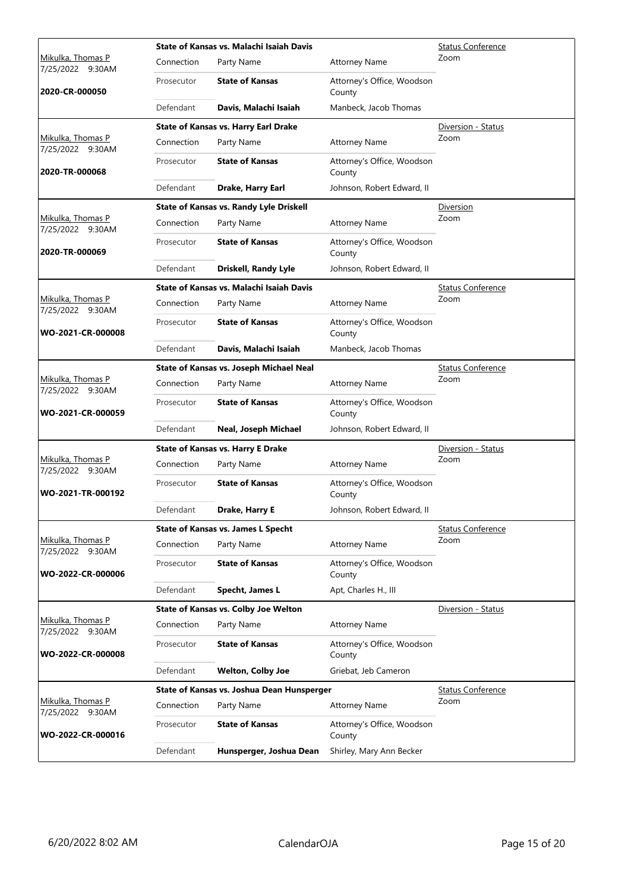| Judge / Date / Case | Case Title | Connection | Party Name | Attorney Name | Hearing Type / Location |
|---|---|---|---|---|---|
| Mikulka, Thomas P<br>7/25/2022 9:30AM<br>**2020-CR-000050** | **State of Kansas vs. Malachi Isaiah Davis** | Prosecutor | **State of Kansas** | Attorney's Office, Woodson County | Status Conference<br>Zoom |
| | | Defendant | **Davis, Malachi Isaiah** | Manbeck, Jacob Thomas | |
| Mikulka, Thomas P<br>7/25/2022 9:30AM<br>**2020-TR-000068** | **State of Kansas vs. Harry Earl Drake** | Prosecutor | **State of Kansas** | Attorney's Office, Woodson County | Diversion - Status<br>Zoom |
| | | Defendant | **Drake, Harry Earl** | Johnson, Robert Edward, II | |
| Mikulka, Thomas P<br>7/25/2022 9:30AM<br>**2020-TR-000069** | **State of Kansas vs. Randy Lyle Driskell** | Prosecutor | **State of Kansas** | Attorney's Office, Woodson County | Diversion<br>Zoom |
| | | Defendant | **Driskell, Randy Lyle** | Johnson, Robert Edward, II | |
| Mikulka, Thomas P<br>7/25/2022 9:30AM<br>**WO-2021-CR-000008** | **State of Kansas vs. Malachi Isaiah Davis** | Prosecutor | **State of Kansas** | Attorney's Office, Woodson County | Status Conference<br>Zoom |
| | | Defendant | **Davis, Malachi Isaiah** | Manbeck, Jacob Thomas | |
| Mikulka, Thomas P<br>7/25/2022 9:30AM<br>**WO-2021-CR-000059** | **State of Kansas vs. Joseph Michael Neal** | Prosecutor | **State of Kansas** | Attorney's Office, Woodson County | Status Conference<br>Zoom |
| | | Defendant | **Neal, Joseph Michael** | Johnson, Robert Edward, II | |
| Mikulka, Thomas P<br>7/25/2022 9:30AM<br>**WO-2021-TR-000192** | **State of Kansas vs. Harry E Drake** | Prosecutor | **State of Kansas** | Attorney's Office, Woodson County | Diversion - Status<br>Zoom |
| | | Defendant | **Drake, Harry E** | Johnson, Robert Edward, II | |
| Mikulka, Thomas P<br>7/25/2022 9:30AM<br>**WO-2022-CR-000006** | **State of Kansas vs. James L Specht** | Prosecutor | **State of Kansas** | Attorney's Office, Woodson County | Status Conference<br>Zoom |
| | | Defendant | **Specht, James L** | Apt, Charles H., III | |
| Mikulka, Thomas P<br>7/25/2022 9:30AM<br>**WO-2022-CR-000008** | **State of Kansas vs. Colby Joe Welton** | Prosecutor | **State of Kansas** | Attorney's Office, Woodson County | Diversion - Status |
| | | Defendant | **Welton, Colby Joe** | Griebat, Jeb Cameron | |
| Mikulka, Thomas P<br>7/25/2022 9:30AM<br>**WO-2022-CR-000016** | **State of Kansas vs. Joshua Dean Hunsperger** | Prosecutor | **State of Kansas** | Attorney's Office, Woodson County | Status Conference<br>Zoom |
| | | Defendant | **Hunsperger, Joshua Dean** | Shirley, Mary Ann Becker | |

6/20/2022 8:02 AM CalendarOJA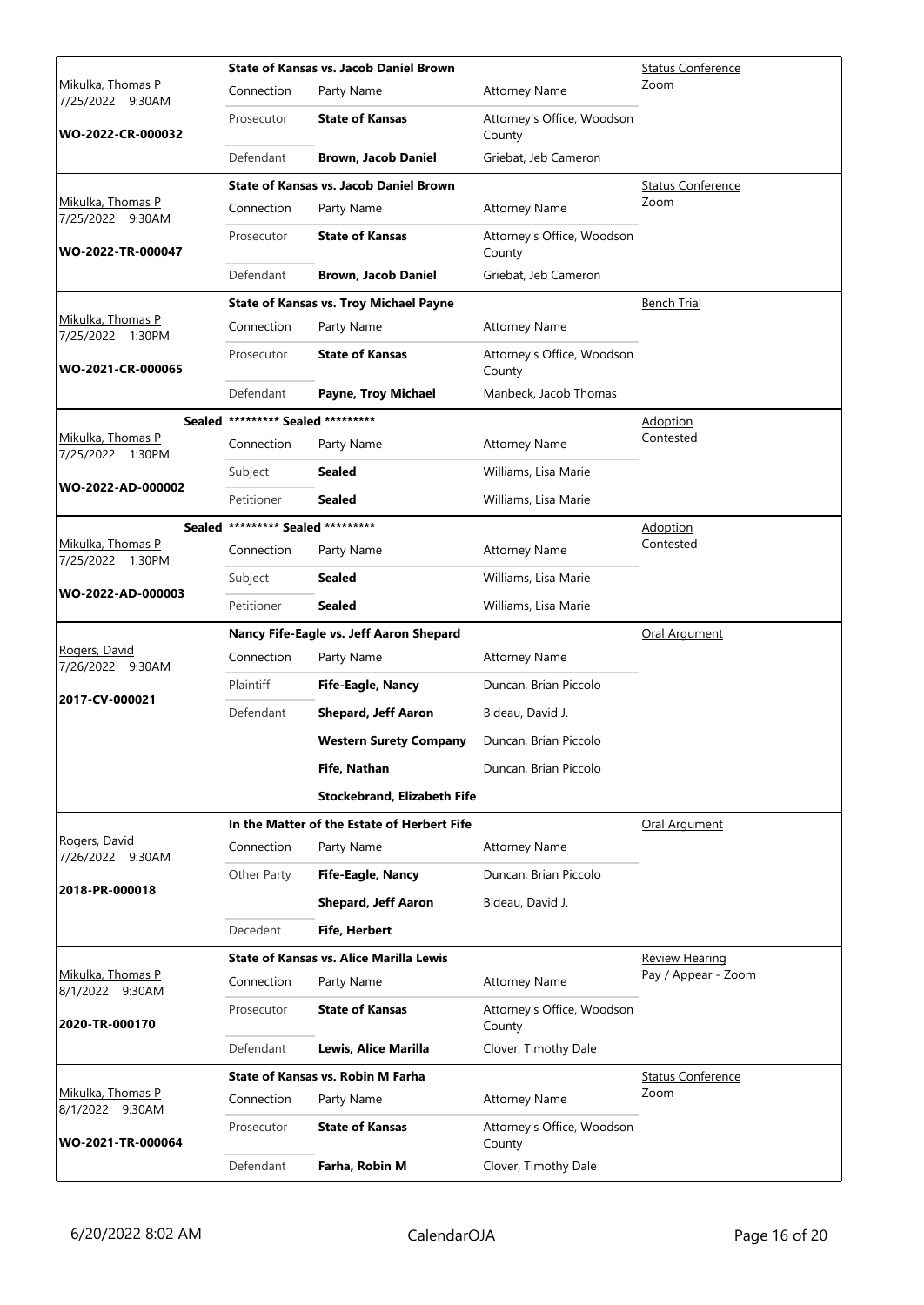| Judge / Date / Case | Case Title | | | Hearing |
|---|---|---|---|---|
| Mikulka, Thomas P 7/25/2022 9:30AM **WO-2022-CR-000032** | **State of Kansas vs. Jacob Daniel Brown** | | | Status Conference Zoom |
| | Connection | Party Name | Attorney Name | |
| | Prosecutor | **State of Kansas** | Attorney's Office, Woodson County | |
| | Defendant | **Brown, Jacob Daniel** | Griebat, Jeb Cameron | |
| Mikulka, Thomas P 7/25/2022 9:30AM **WO-2022-TR-000047** | **State of Kansas vs. Jacob Daniel Brown** | | | Status Conference Zoom |
| | Connection | Party Name | Attorney Name | |
| | Prosecutor | **State of Kansas** | Attorney's Office, Woodson County | |
| | Defendant | **Brown, Jacob Daniel** | Griebat, Jeb Cameron | |
| Mikulka, Thomas P 7/25/2022 1:30PM **WO-2021-CR-000065** | **State of Kansas vs. Troy Michael Payne** | | | Bench Trial |
| | Connection | Party Name | Attorney Name | |
| | Prosecutor | **State of Kansas** | Attorney's Office, Woodson County | |
| | Defendant | **Payne, Troy Michael** | Manbeck, Jacob Thomas | |
| Mikulka, Thomas P 7/25/2022 1:30PM **WO-2022-AD-000002** | **Sealed ********* Sealed ********* ** | | | Adoption Contested |
| | Connection | Party Name | Attorney Name | |
| | Subject | **Sealed** | Williams, Lisa Marie | |
| | Petitioner | **Sealed** | Williams, Lisa Marie | |
| Mikulka, Thomas P 7/25/2022 1:30PM **WO-2022-AD-000003** | **Sealed ********* Sealed ********* ** | | | Adoption Contested |
| | Connection | Party Name | Attorney Name | |
| | Subject | **Sealed** | Williams, Lisa Marie | |
| | Petitioner | **Sealed** | Williams, Lisa Marie | |
| Rogers, David 7/26/2022 9:30AM **2017-CV-000021** | **Nancy Fife-Eagle vs. Jeff Aaron Shepard** | | | Oral Argument |
| | Connection | Party Name | Attorney Name | |
| | Plaintiff | **Fife-Eagle, Nancy** | Duncan, Brian Piccolo | |
| | Defendant | **Shepard, Jeff Aaron** | Bideau, David J. | |
| | | **Western Surety Company** | Duncan, Brian Piccolo | |
| | | **Fife, Nathan** | Duncan, Brian Piccolo | |
| | | **Stockebrand, Elizabeth Fife** | | |
| Rogers, David 7/26/2022 9:30AM **2018-PR-000018** | **In the Matter of the Estate of Herbert Fife** | | | Oral Argument |
| | Connection | Party Name | Attorney Name | |
| | Other Party | **Fife-Eagle, Nancy** | Duncan, Brian Piccolo | |
| | | **Shepard, Jeff Aaron** | Bideau, David J. | |
| | Decedent | **Fife, Herbert** | | |
| Mikulka, Thomas P 8/1/2022 9:30AM **2020-TR-000170** | **State of Kansas vs. Alice Marilla Lewis** | | | Review Hearing Pay / Appear - Zoom |
| | Connection | Party Name | Attorney Name | |
| | Prosecutor | **State of Kansas** | Attorney's Office, Woodson County | |
| | Defendant | **Lewis, Alice Marilla** | Clover, Timothy Dale | |
| Mikulka, Thomas P 8/1/2022 9:30AM **WO-2021-TR-000064** | **State of Kansas vs. Robin M Farha** | | | Status Conference Zoom |
| | Connection | Party Name | Attorney Name | |
| | Prosecutor | **State of Kansas** | Attorney's Office, Woodson County | |
| | Defendant | **Farha, Robin M** | Clover, Timothy Dale | |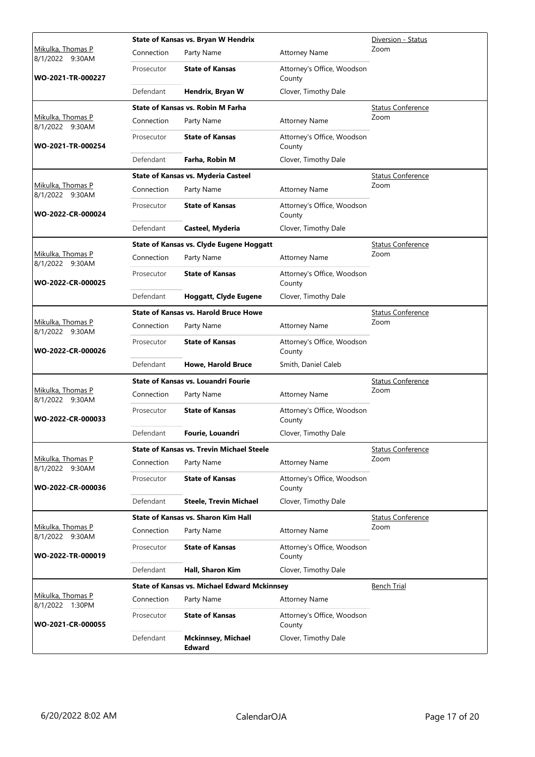| Judge / Date / Case | Connection | Party Name | Attorney Name | Hearing Type |
|---|---|---|---|---|
| Mikulka, Thomas P 8/1/2022 9:30AM **WO-2021-TR-000227** | **State of Kansas vs. Bryan W Hendrix** | | | Diversion - Status Zoom |
| | Connection | Party Name | Attorney Name | |
| | Prosecutor | **State of Kansas** | Attorney's Office, Woodson County | |
| | Defendant | **Hendrix, Bryan W** | Clover, Timothy Dale | |
| Mikulka, Thomas P 8/1/2022 9:30AM **WO-2021-TR-000254** | **State of Kansas vs. Robin M Farha** | | | Status Conference Zoom |
| | Connection | Party Name | Attorney Name | |
| | Prosecutor | **State of Kansas** | Attorney's Office, Woodson County | |
| | Defendant | **Farha, Robin M** | Clover, Timothy Dale | |
| Mikulka, Thomas P 8/1/2022 9:30AM **WO-2022-CR-000024** | **State of Kansas vs. Myderia Casteel** | | | Status Conference Zoom |
| | Connection | Party Name | Attorney Name | |
| | Prosecutor | **State of Kansas** | Attorney's Office, Woodson County | |
| | Defendant | **Casteel, Myderia** | Clover, Timothy Dale | |
| Mikulka, Thomas P 8/1/2022 9:30AM **WO-2022-CR-000025** | **State of Kansas vs. Clyde Eugene Hoggatt** | | | Status Conference Zoom |
| | Connection | Party Name | Attorney Name | |
| | Prosecutor | **State of Kansas** | Attorney's Office, Woodson County | |
| | Defendant | **Hoggatt, Clyde Eugene** | Clover, Timothy Dale | |
| Mikulka, Thomas P 8/1/2022 9:30AM **WO-2022-CR-000026** | **State of Kansas vs. Harold Bruce Howe** | | | Status Conference Zoom |
| | Connection | Party Name | Attorney Name | |
| | Prosecutor | **State of Kansas** | Attorney's Office, Woodson County | |
| | Defendant | **Howe, Harold Bruce** | Smith, Daniel Caleb | |
| Mikulka, Thomas P 8/1/2022 9:30AM **WO-2022-CR-000033** | **State of Kansas vs. Louandri Fourie** | | | Status Conference Zoom |
| | Connection | Party Name | Attorney Name | |
| | Prosecutor | **State of Kansas** | Attorney's Office, Woodson County | |
| | Defendant | **Fourie, Louandri** | Clover, Timothy Dale | |
| Mikulka, Thomas P 8/1/2022 9:30AM **WO-2022-CR-000036** | **State of Kansas vs. Trevin Michael Steele** | | | Status Conference Zoom |
| | Connection | Party Name | Attorney Name | |
| | Prosecutor | **State of Kansas** | Attorney's Office, Woodson County | |
| | Defendant | **Steele, Trevin Michael** | Clover, Timothy Dale | |
| Mikulka, Thomas P 8/1/2022 9:30AM **WO-2022-TR-000019** | **State of Kansas vs. Sharon Kim Hall** | | | Status Conference Zoom |
| | Connection | Party Name | Attorney Name | |
| | Prosecutor | **State of Kansas** | Attorney's Office, Woodson County | |
| | Defendant | **Hall, Sharon Kim** | Clover, Timothy Dale | |
| Mikulka, Thomas P 8/1/2022 1:30PM **WO-2021-CR-000055** | **State of Kansas vs. Michael Edward Mckinnsey** | | | Bench Trial |
| | Connection | Party Name | Attorney Name | |
| | Prosecutor | **State of Kansas** | Attorney's Office, Woodson County | |
| | Defendant | **Mckinnsey, Michael Edward** | Clover, Timothy Dale | |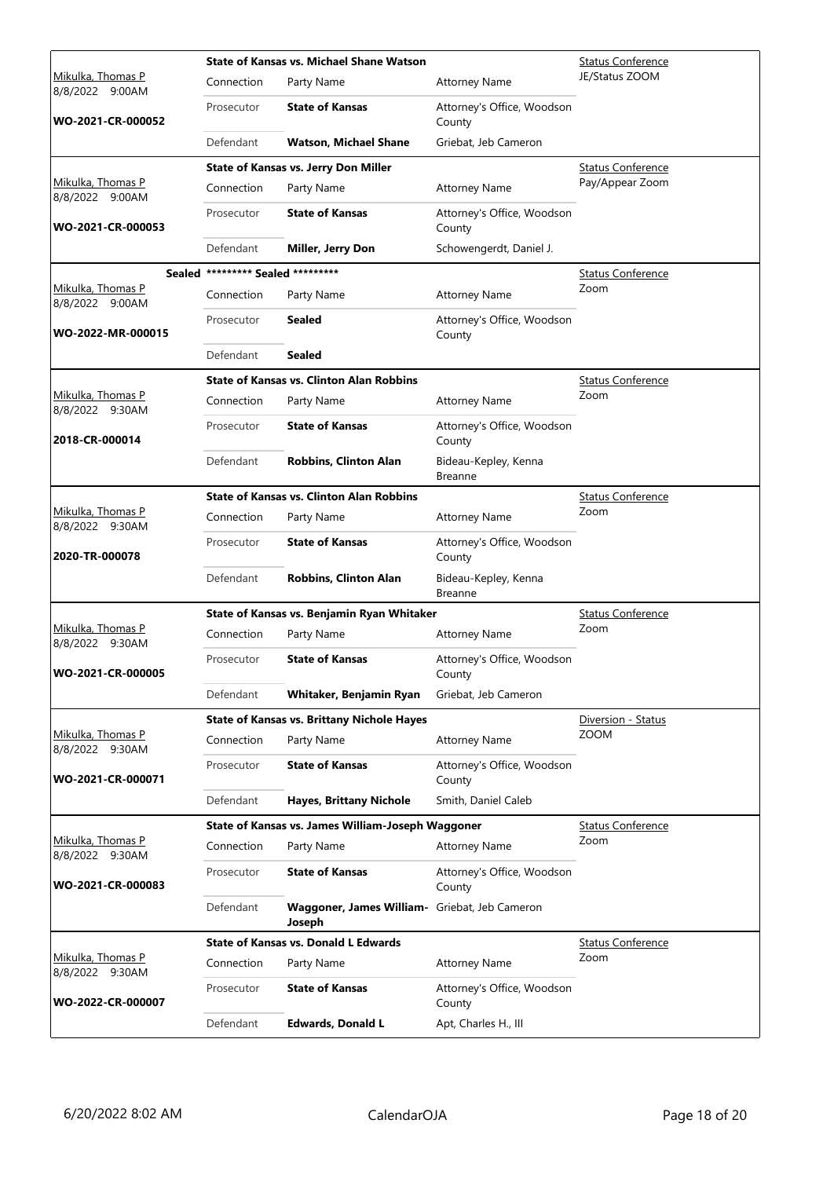| Judge / Date / Case | Title | Connection | Party Name | Attorney Name | Hearing Type |
|---|---|---|---|---|---|
| Mikulka, Thomas P 8/8/2022 9:00AM WO-2021-CR-000052 | State of Kansas vs. Michael Shane Watson | Prosecutor | **State of Kansas** | Attorney's Office, Woodson County | Status Conference JE/Status ZOOM |
| | | Defendant | **Watson, Michael Shane** | Griebat, Jeb Cameron | |
| Mikulka, Thomas P 8/8/2022 9:00AM WO-2021-CR-000053 | State of Kansas vs. Jerry Don Miller | Prosecutor | **State of Kansas** | Attorney's Office, Woodson County | Status Conference Pay/Appear Zoom |
| | | Defendant | **Miller, Jerry Don** | Schowengerdt, Daniel J. | |
| Sealed Mikulka, Thomas P 8/8/2022 9:00AM WO-2022-MR-000015 | ********* Sealed ********* | Prosecutor | **Sealed** | Attorney's Office, Woodson County | Status Conference Zoom |
| | | Defendant | **Sealed** | | |
| Mikulka, Thomas P 8/8/2022 9:30AM 2018-CR-000014 | State of Kansas vs. Clinton Alan Robbins | Prosecutor | **State of Kansas** | Attorney's Office, Woodson County | Status Conference Zoom |
| | | Defendant | **Robbins, Clinton Alan** | Bideau-Kepley, Kenna Breanne | |
| Mikulka, Thomas P 8/8/2022 9:30AM 2020-TR-000078 | State of Kansas vs. Clinton Alan Robbins | Prosecutor | **State of Kansas** | Attorney's Office, Woodson County | Status Conference Zoom |
| | | Defendant | **Robbins, Clinton Alan** | Bideau-Kepley, Kenna Breanne | |
| Mikulka, Thomas P 8/8/2022 9:30AM WO-2021-CR-000005 | State of Kansas vs. Benjamin Ryan Whitaker | Prosecutor | **State of Kansas** | Attorney's Office, Woodson County | Status Conference Zoom |
| | | Defendant | **Whitaker, Benjamin Ryan** | Griebat, Jeb Cameron | |
| Mikulka, Thomas P 8/8/2022 9:30AM WO-2021-CR-000071 | State of Kansas vs. Brittany Nichole Hayes | Prosecutor | **State of Kansas** | Attorney's Office, Woodson County | Diversion - Status ZOOM |
| | | Defendant | **Hayes, Brittany Nichole** | Smith, Daniel Caleb | |
| Mikulka, Thomas P 8/8/2022 9:30AM WO-2021-CR-000083 | State of Kansas vs. James William-Joseph Waggoner | Prosecutor | **State of Kansas** | Attorney's Office, Woodson County | Status Conference Zoom |
| | | Defendant | **Waggoner, James William-Joseph** | Griebat, Jeb Cameron | |
| Mikulka, Thomas P 8/8/2022 9:30AM WO-2022-CR-000007 | State of Kansas vs. Donald L Edwards | Prosecutor | **State of Kansas** | Attorney's Office, Woodson County | Status Conference Zoom |
| | | Defendant | **Edwards, Donald L** | Apt, Charles H., III | |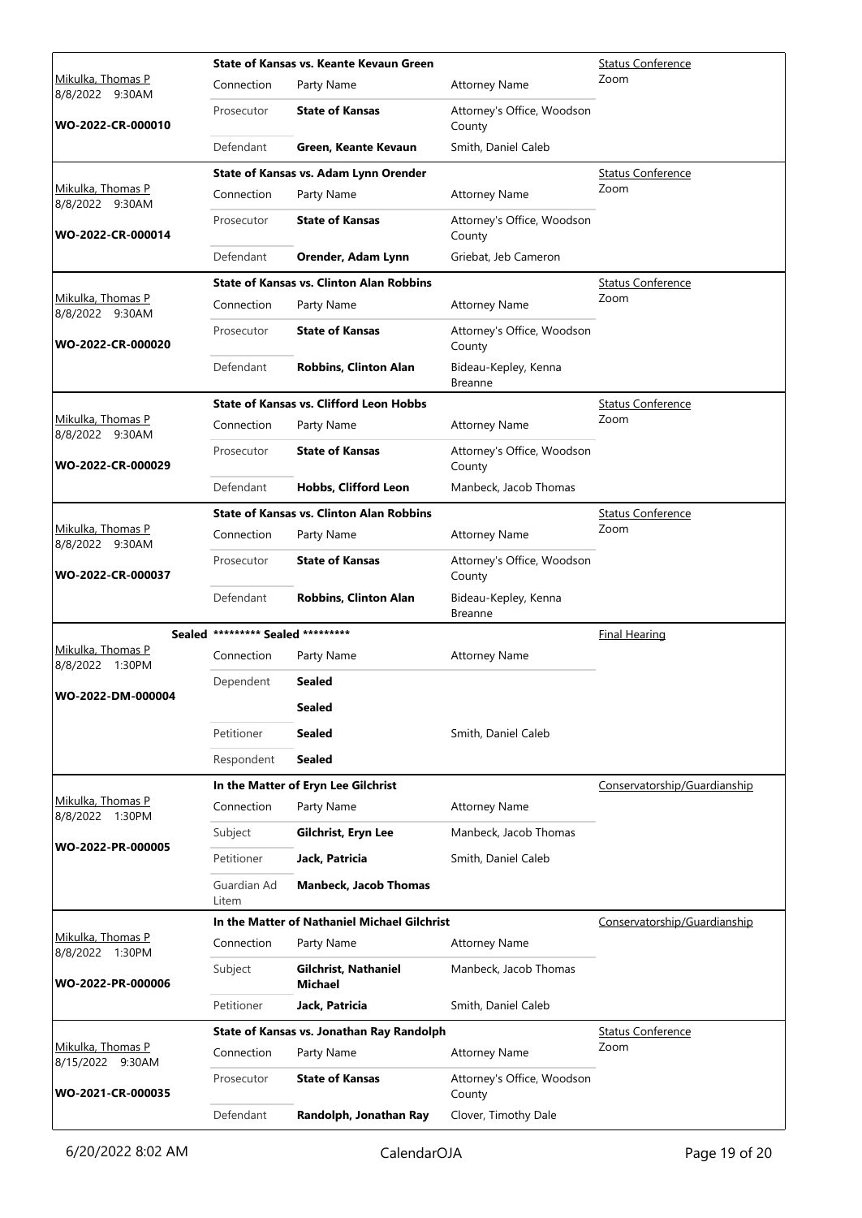| Judge / Date / Case | Case Title | | | Hearing Type |
|---|---|---|---|---|
| Mikulka, Thomas P<br>8/8/2022 9:30AM<br>**WO-2022-CR-000010** | **State of Kansas vs. Keante Kevaun Green** | | | Status Conference<br>Zoom |
| | Connection | Party Name | Attorney Name | |
| | Prosecutor | **State of Kansas** | Attorney's Office, Woodson County | |
| | Defendant | **Green, Keante Kevaun** | Smith, Daniel Caleb | |
| Mikulka, Thomas P<br>8/8/2022 9:30AM<br>**WO-2022-CR-000014** | **State of Kansas vs. Adam Lynn Orender** | | | Status Conference<br>Zoom |
| | Connection | Party Name | Attorney Name | |
| | Prosecutor | **State of Kansas** | Attorney's Office, Woodson County | |
| | Defendant | **Orender, Adam Lynn** | Griebat, Jeb Cameron | |
| Mikulka, Thomas P<br>8/8/2022 9:30AM<br>**WO-2022-CR-000020** | **State of Kansas vs. Clinton Alan Robbins** | | | Status Conference<br>Zoom |
| | Connection | Party Name | Attorney Name | |
| | Prosecutor | **State of Kansas** | Attorney's Office, Woodson County | |
| | Defendant | **Robbins, Clinton Alan** | Bideau-Kepley, Kenna Breanne | |
| Mikulka, Thomas P<br>8/8/2022 9:30AM<br>**WO-2022-CR-000029** | **State of Kansas vs. Clifford Leon Hobbs** | | | Status Conference<br>Zoom |
| | Connection | Party Name | Attorney Name | |
| | Prosecutor | **State of Kansas** | Attorney's Office, Woodson County | |
| | Defendant | **Hobbs, Clifford Leon** | Manbeck, Jacob Thomas | |
| Mikulka, Thomas P<br>8/8/2022 9:30AM<br>**WO-2022-CR-000037** | **State of Kansas vs. Clinton Alan Robbins** | | | Status Conference<br>Zoom |
| | Connection | Party Name | Attorney Name | |
| | Prosecutor | **State of Kansas** | Attorney's Office, Woodson County | |
| | Defendant | **Robbins, Clinton Alan** | Bideau-Kepley, Kenna Breanne | |
| **Sealed**<br>Mikulka, Thomas P<br>8/8/2022 1:30PM<br>**WO-2022-DM-000004** | **********\* Sealed *********** | | | Final Hearing |
| | Connection | Party Name | Attorney Name | |
| | Dependent | **Sealed** | | |
| | | **Sealed** | | |
| | Petitioner | **Sealed** | Smith, Daniel Caleb | |
| | Respondent | **Sealed** | | |
| Mikulka, Thomas P<br>8/8/2022 1:30PM<br>**WO-2022-PR-000005** | **In the Matter of Eryn Lee Gilchrist** | | | Conservatorship/Guardianship |
| | Connection | Party Name | Attorney Name | |
| | Subject | **Gilchrist, Eryn Lee** | Manbeck, Jacob Thomas | |
| | Petitioner | **Jack, Patricia** | Smith, Daniel Caleb | |
| | Guardian Ad Litem | **Manbeck, Jacob Thomas** | | |
| Mikulka, Thomas P<br>8/8/2022 1:30PM<br>**WO-2022-PR-000006** | **In the Matter of Nathaniel Michael Gilchrist** | | | Conservatorship/Guardianship |
| | Connection | Party Name | Attorney Name | |
| | Subject | **Gilchrist, Nathaniel Michael** | Manbeck, Jacob Thomas | |
| | Petitioner | **Jack, Patricia** | Smith, Daniel Caleb | |
| Mikulka, Thomas P<br>8/15/2022 9:30AM<br>**WO-2021-CR-000035** | **State of Kansas vs. Jonathan Ray Randolph** | | | Status Conference<br>Zoom |
| | Connection | Party Name | Attorney Name | |
| | Prosecutor | **State of Kansas** | Attorney's Office, Woodson County | |
| | Defendant | **Randolph, Jonathan Ray** | Clover, Timothy Dale | |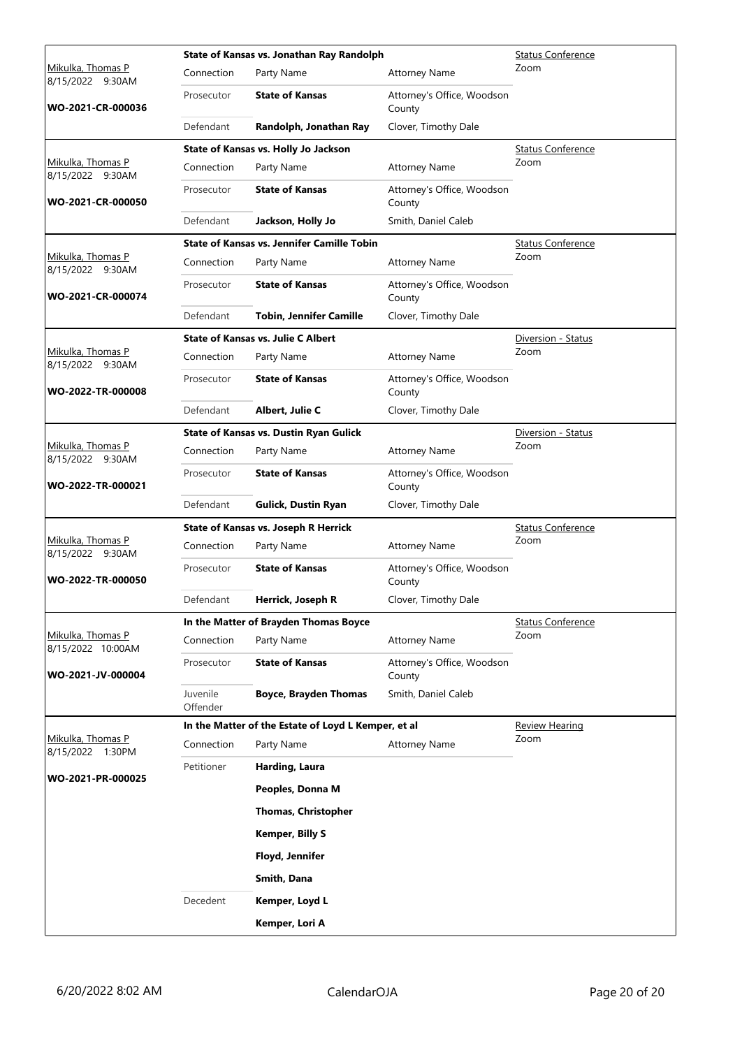| Judge / Date / Case | Case Title | | | Hearing Type / Location |
|---|---|---|---|---|
| Mikulka, Thomas P<br>8/15/2022 9:30AM<br>**WO-2021-CR-000036** | **State of Kansas vs. Jonathan Ray Randolph** | | | Status Conference<br>Zoom |
| | Connection | Party Name | Attorney Name | |
| | Prosecutor | **State of Kansas** | Attorney's Office, Woodson County | |
| | Defendant | **Randolph, Jonathan Ray** | Clover, Timothy Dale | |
| Mikulka, Thomas P<br>8/15/2022 9:30AM<br>**WO-2021-CR-000050** | **State of Kansas vs. Holly Jo Jackson** | | | Status Conference<br>Zoom |
| | Connection | Party Name | Attorney Name | |
| | Prosecutor | **State of Kansas** | Attorney's Office, Woodson County | |
| | Defendant | **Jackson, Holly Jo** | Smith, Daniel Caleb | |
| Mikulka, Thomas P<br>8/15/2022 9:30AM<br>**WO-2021-CR-000074** | **State of Kansas vs. Jennifer Camille Tobin** | | | Status Conference<br>Zoom |
| | Connection | Party Name | Attorney Name | |
| | Prosecutor | **State of Kansas** | Attorney's Office, Woodson County | |
| | Defendant | **Tobin, Jennifer Camille** | Clover, Timothy Dale | |
| Mikulka, Thomas P<br>8/15/2022 9:30AM<br>**WO-2022-TR-000008** | **State of Kansas vs. Julie C Albert** | | | Diversion - Status<br>Zoom |
| | Connection | Party Name | Attorney Name | |
| | Prosecutor | **State of Kansas** | Attorney's Office, Woodson County | |
| | Defendant | **Albert, Julie C** | Clover, Timothy Dale | |
| Mikulka, Thomas P<br>8/15/2022 9:30AM<br>**WO-2022-TR-000021** | **State of Kansas vs. Dustin Ryan Gulick** | | | Diversion - Status<br>Zoom |
| | Connection | Party Name | Attorney Name | |
| | Prosecutor | **State of Kansas** | Attorney's Office, Woodson County | |
| | Defendant | **Gulick, Dustin Ryan** | Clover, Timothy Dale | |
| Mikulka, Thomas P<br>8/15/2022 9:30AM<br>**WO-2022-TR-000050** | **State of Kansas vs. Joseph R Herrick** | | | Status Conference<br>Zoom |
| | Connection | Party Name | Attorney Name | |
| | Prosecutor | **State of Kansas** | Attorney's Office, Woodson County | |
| | Defendant | **Herrick, Joseph R** | Clover, Timothy Dale | |
| Mikulka, Thomas P<br>8/15/2022 10:00AM<br>**WO-2021-JV-000004** | **In the Matter of Brayden Thomas Boyce** | | | Status Conference<br>Zoom |
| | Connection | Party Name | Attorney Name | |
| | Prosecutor | **State of Kansas** | Attorney's Office, Woodson County | |
| | Juvenile Offender | **Boyce, Brayden Thomas** | Smith, Daniel Caleb | |
| Mikulka, Thomas P<br>8/15/2022 1:30PM<br>**WO-2021-PR-000025** | **In the Matter of the Estate of Loyd L Kemper, et al** | | | Review Hearing<br>Zoom |
| | Connection | Party Name | Attorney Name | |
| | Petitioner | **Harding, Laura** | | |
| | | **Peoples, Donna M** | | |
| | | **Thomas, Christopher** | | |
| | | **Kemper, Billy S** | | |
| | | **Floyd, Jennifer** | | |
| | | **Smith, Dana** | | |
| | Decedent | **Kemper, Loyd L** | | |
| | | **Kemper, Lori A** | | |